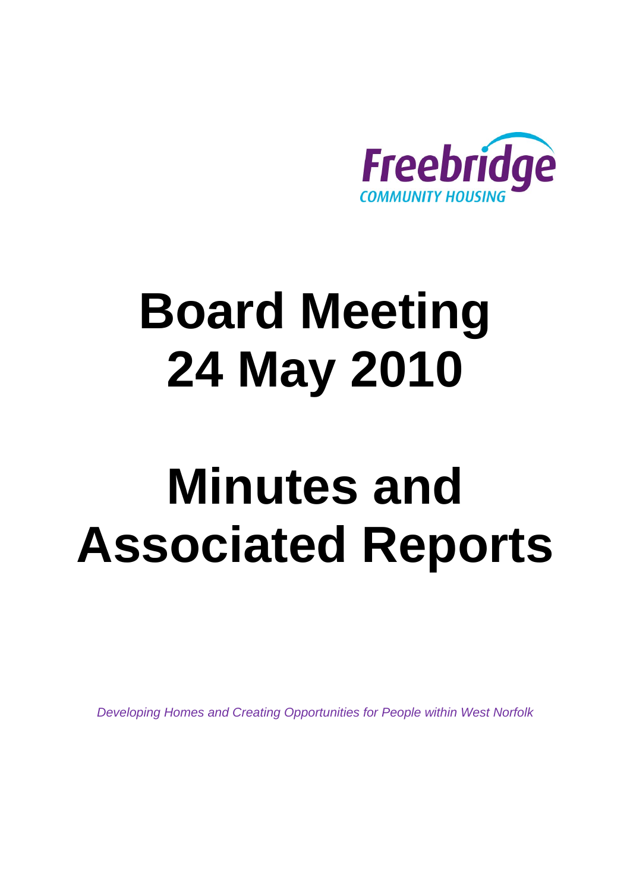Freebridge
COMMUNITY HOUSING

# Board Meeting 24 May 2010

# Minutes and Associated Reports

*Developing Homes and Creating Opportunities for People within West Norfolk*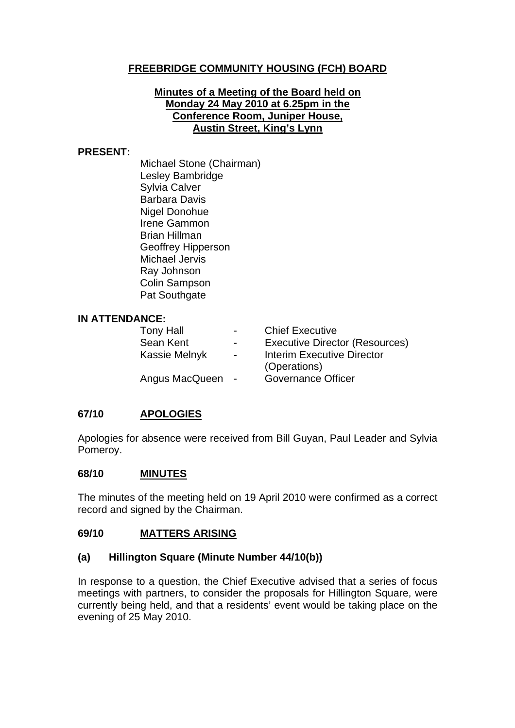# FREEBRIDGE COMMUNITY HOUSING (FCH) BOARD

**Minutes of a Meeting of the Board held on Monday 24 May 2010 at 6.25pm in the Conference Room, Juniper House, Austin Street, King's Lynn**

**PRESENT:**

Michael Stone (Chairman)
Lesley Bambridge
Sylvia Calver
Barbara Davis
Nigel Donohue
Irene Gammon
Brian Hillman
Geoffrey Hipperson
Michael Jervis
Ray Johnson
Colin Sampson
Pat Southgate

**IN ATTENDANCE:**

| | | |
|---|---|---|
| Tony Hall | - | Chief Executive |
| Sean Kent | - | Executive Director (Resources) |
| Kassie Melnyk | - | Interim Executive Director (Operations) |
| Angus MacQueen | - | Governance Officer |

## 67/10 APOLOGIES

Apologies for absence were received from Bill Guyan, Paul Leader and Sylvia Pomeroy.

## 68/10 MINUTES

The minutes of the meeting held on 19 April 2010 were confirmed as a correct record and signed by the Chairman.

## 69/10 MATTERS ARISING

### (a) Hillington Square (Minute Number 44/10(b))

In response to a question, the Chief Executive advised that a series of focus meetings with partners, to consider the proposals for Hillington Square, were currently being held, and that a residents' event would be taking place on the evening of 25 May 2010.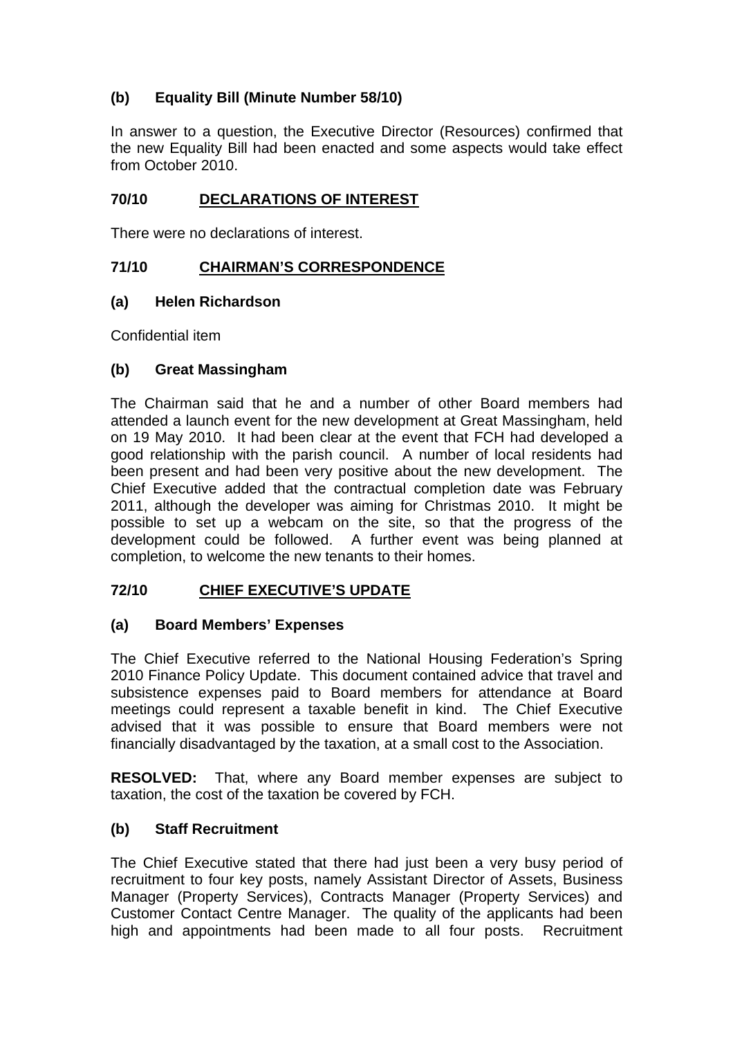**(b) Equality Bill (Minute Number 58/10)**

In answer to a question, the Executive Director (Resources) confirmed that the new Equality Bill had been enacted and some aspects would take effect from October 2010.

**70/10 <u>DECLARATIONS OF INTEREST</u>**

There were no declarations of interest.

**71/10 <u>CHAIRMAN'S CORRESPONDENCE</u>**

**(a) Helen Richardson**

Confidential item

**(b) Great Massingham**

The Chairman said that he and a number of other Board members had attended a launch event for the new development at Great Massingham, held on 19 May 2010. It had been clear at the event that FCH had developed a good relationship with the parish council. A number of local residents had been present and had been very positive about the new development. The Chief Executive added that the contractual completion date was February 2011, although the developer was aiming for Christmas 2010. It might be possible to set up a webcam on the site, so that the progress of the development could be followed. A further event was being planned at completion, to welcome the new tenants to their homes.

**72/10 <u>CHIEF EXECUTIVE'S UPDATE</u>**

**(a) Board Members' Expenses**

The Chief Executive referred to the National Housing Federation's Spring 2010 Finance Policy Update. This document contained advice that travel and subsistence expenses paid to Board members for attendance at Board meetings could represent a taxable benefit in kind. The Chief Executive advised that it was possible to ensure that Board members were not financially disadvantaged by the taxation, at a small cost to the Association.

**RESOLVED:** That, where any Board member expenses are subject to taxation, the cost of the taxation be covered by FCH.

**(b) Staff Recruitment**

The Chief Executive stated that there had just been a very busy period of recruitment to four key posts, namely Assistant Director of Assets, Business Manager (Property Services), Contracts Manager (Property Services) and Customer Contact Centre Manager. The quality of the applicants had been high and appointments had been made to all four posts. Recruitment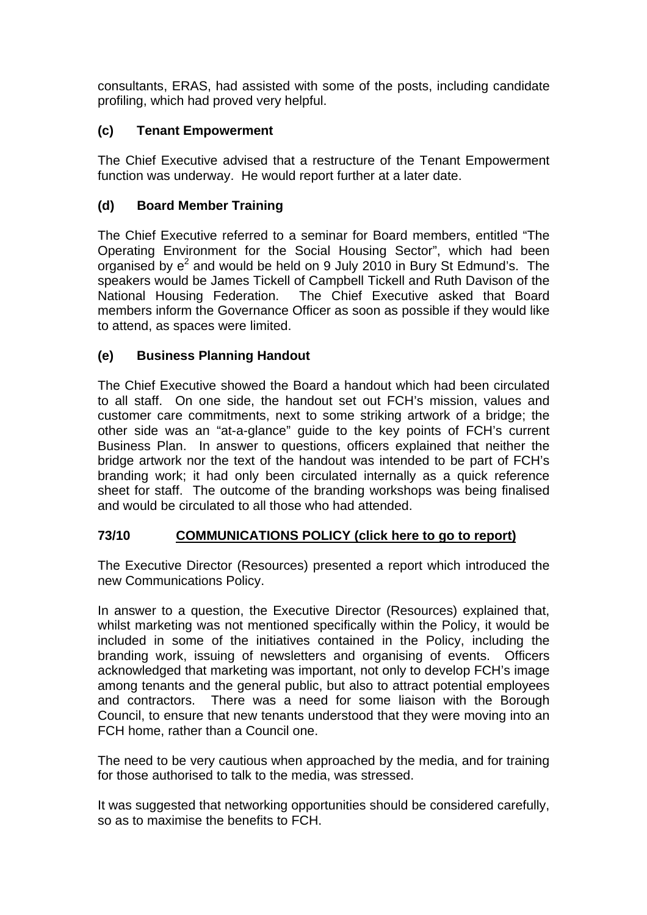consultants, ERAS, had assisted with some of the posts, including candidate profiling, which had proved very helpful.

### (c) Tenant Empowerment

The Chief Executive advised that a restructure of the Tenant Empowerment function was underway. He would report further at a later date.

### (d) Board Member Training

The Chief Executive referred to a seminar for Board members, entitled "The Operating Environment for the Social Housing Sector", which had been organised by $e^2$ and would be held on 9 July 2010 in Bury St Edmund's. The speakers would be James Tickell of Campbell Tickell and Ruth Davison of the National Housing Federation. The Chief Executive asked that Board members inform the Governance Officer as soon as possible if they would like to attend, as spaces were limited.

### (e) Business Planning Handout

The Chief Executive showed the Board a handout which had been circulated to all staff. On one side, the handout set out FCH's mission, values and customer care commitments, next to some striking artwork of a bridge; the other side was an "at-a-glance" guide to the key points of FCH's current Business Plan. In answer to questions, officers explained that neither the bridge artwork nor the text of the handout was intended to be part of FCH's branding work; it had only been circulated internally as a quick reference sheet for staff. The outcome of the branding workshops was being finalised and would be circulated to all those who had attended.

## 73/10 COMMUNICATIONS POLICY (click here to go to report)

The Executive Director (Resources) presented a report which introduced the new Communications Policy.

In answer to a question, the Executive Director (Resources) explained that, whilst marketing was not mentioned specifically within the Policy, it would be included in some of the initiatives contained in the Policy, including the branding work, issuing of newsletters and organising of events. Officers acknowledged that marketing was important, not only to develop FCH's image among tenants and the general public, but also to attract potential employees and contractors. There was a need for some liaison with the Borough Council, to ensure that new tenants understood that they were moving into an FCH home, rather than a Council one.

The need to be very cautious when approached by the media, and for training for those authorised to talk to the media, was stressed.

It was suggested that networking opportunities should be considered carefully, so as to maximise the benefits to FCH.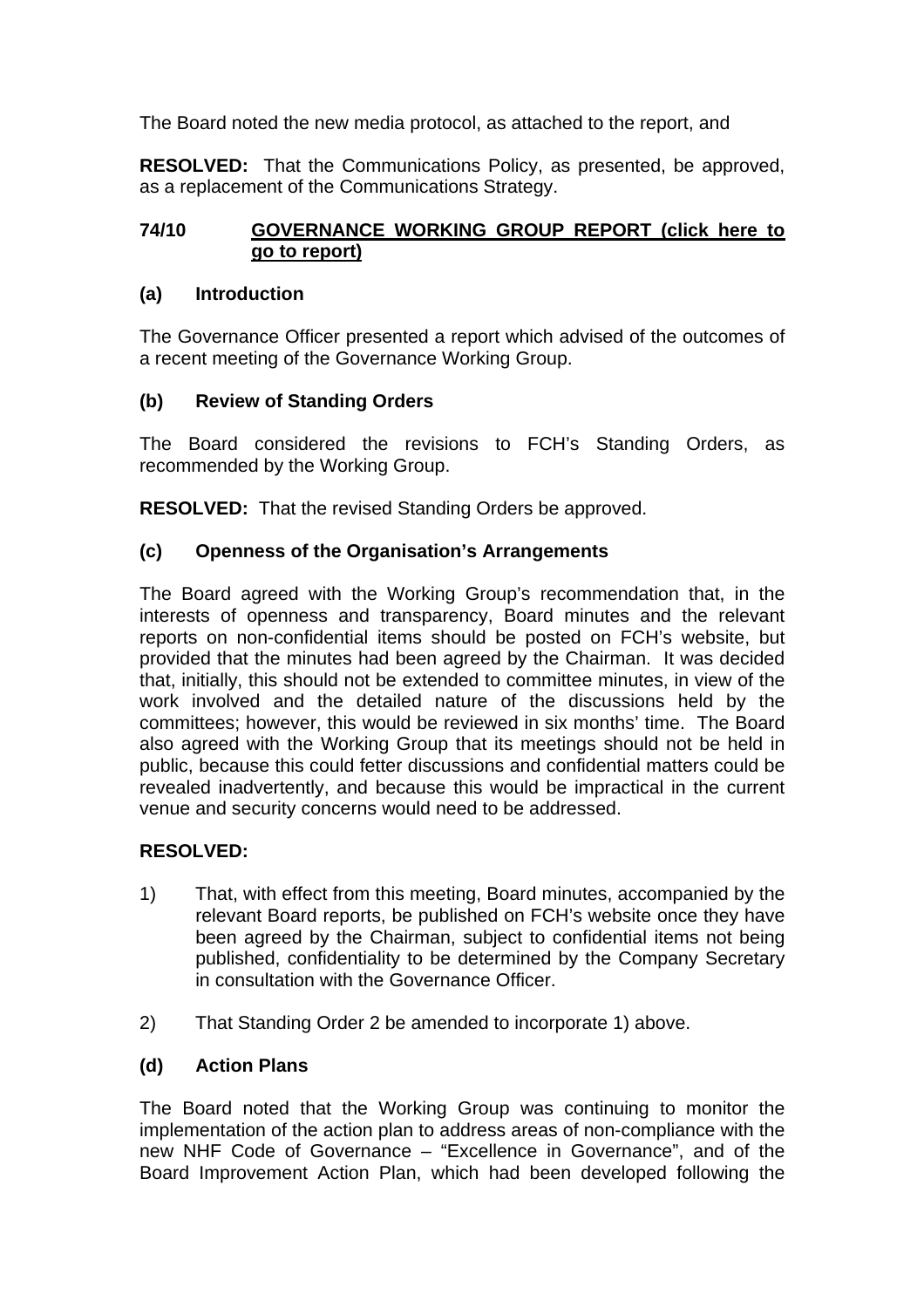The Board noted the new media protocol, as attached to the report, and

**RESOLVED:** That the Communications Policy, as presented, be approved, as a replacement of the Communications Strategy.

## 74/10 GOVERNANCE WORKING GROUP REPORT (click here to go to report)

### (a) Introduction

The Governance Officer presented a report which advised of the outcomes of a recent meeting of the Governance Working Group.

### (b) Review of Standing Orders

The Board considered the revisions to FCH's Standing Orders, as recommended by the Working Group.

**RESOLVED:** That the revised Standing Orders be approved.

### (c) Openness of the Organisation's Arrangements

The Board agreed with the Working Group's recommendation that, in the interests of openness and transparency, Board minutes and the relevant reports on non-confidential items should be posted on FCH's website, but provided that the minutes had been agreed by the Chairman. It was decided that, initially, this should not be extended to committee minutes, in view of the work involved and the detailed nature of the discussions held by the committees; however, this would be reviewed in six months' time. The Board also agreed with the Working Group that its meetings should not be held in public, because this could fetter discussions and confidential matters could be revealed inadvertently, and because this would be impractical in the current venue and security concerns would need to be addressed.

**RESOLVED:**

1) That, with effect from this meeting, Board minutes, accompanied by the relevant Board reports, be published on FCH's website once they have been agreed by the Chairman, subject to confidential items not being published, confidentiality to be determined by the Company Secretary in consultation with the Governance Officer.

2) That Standing Order 2 be amended to incorporate 1) above.

### (d) Action Plans

The Board noted that the Working Group was continuing to monitor the implementation of the action plan to address areas of non-compliance with the new NHF Code of Governance – "Excellence in Governance", and of the Board Improvement Action Plan, which had been developed following the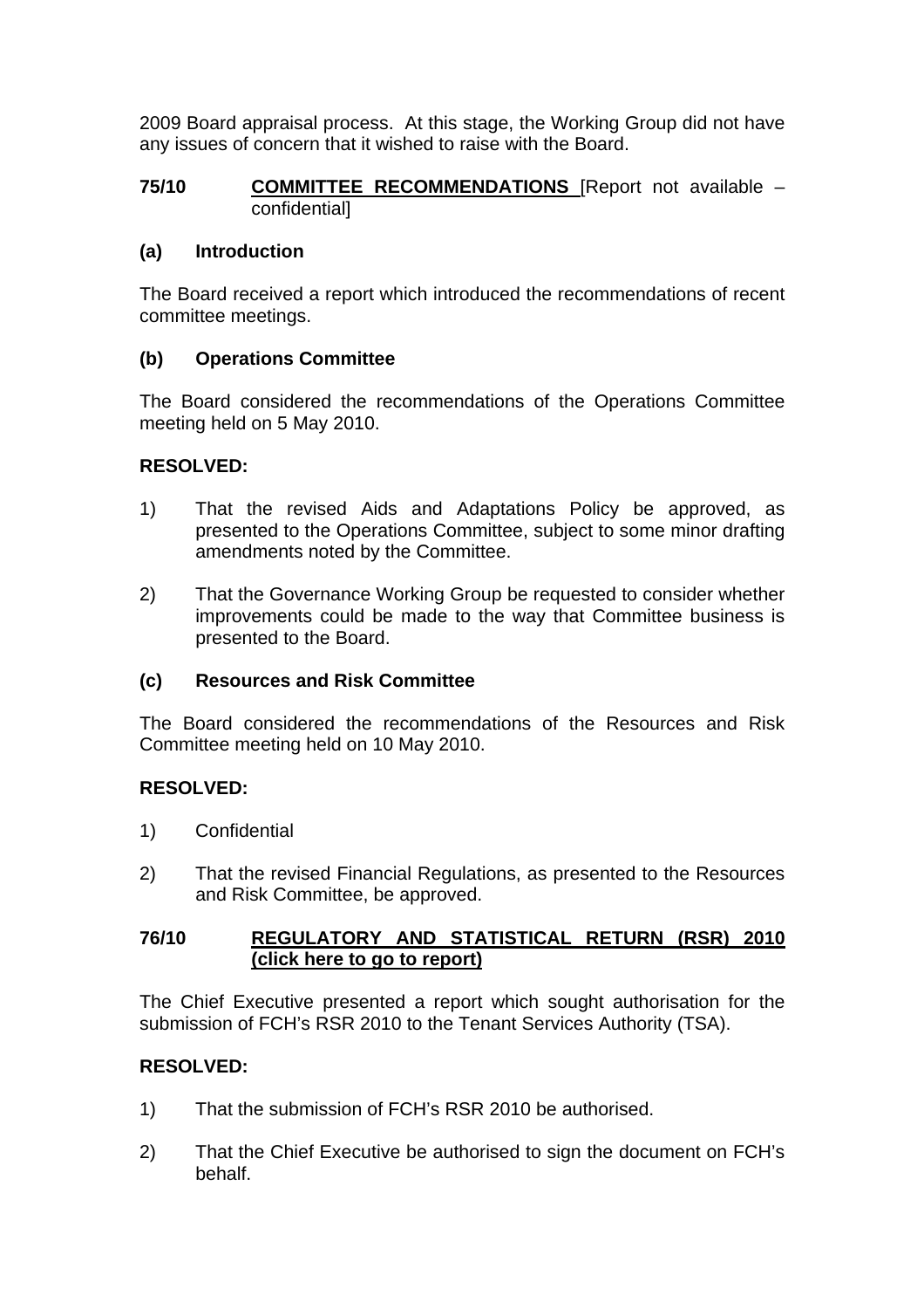2009 Board appraisal process. At this stage, the Working Group did not have any issues of concern that it wished to raise with the Board.

**75/10 COMMITTEE RECOMMENDATIONS** [Report not available – confidential]

**(a) Introduction**

The Board received a report which introduced the recommendations of recent committee meetings.

**(b) Operations Committee**

The Board considered the recommendations of the Operations Committee meeting held on 5 May 2010.

**RESOLVED:**

1) That the revised Aids and Adaptations Policy be approved, as presented to the Operations Committee, subject to some minor drafting amendments noted by the Committee.

2) That the Governance Working Group be requested to consider whether improvements could be made to the way that Committee business is presented to the Board.

**(c) Resources and Risk Committee**

The Board considered the recommendations of the Resources and Risk Committee meeting held on 10 May 2010.

**RESOLVED:**

1) Confidential

2) That the revised Financial Regulations, as presented to the Resources and Risk Committee, be approved.

**76/10 REGULATORY AND STATISTICAL RETURN (RSR) 2010 (click here to go to report)**

The Chief Executive presented a report which sought authorisation for the submission of FCH's RSR 2010 to the Tenant Services Authority (TSA).

**RESOLVED:**

1) That the submission of FCH's RSR 2010 be authorised.

2) That the Chief Executive be authorised to sign the document on FCH's behalf.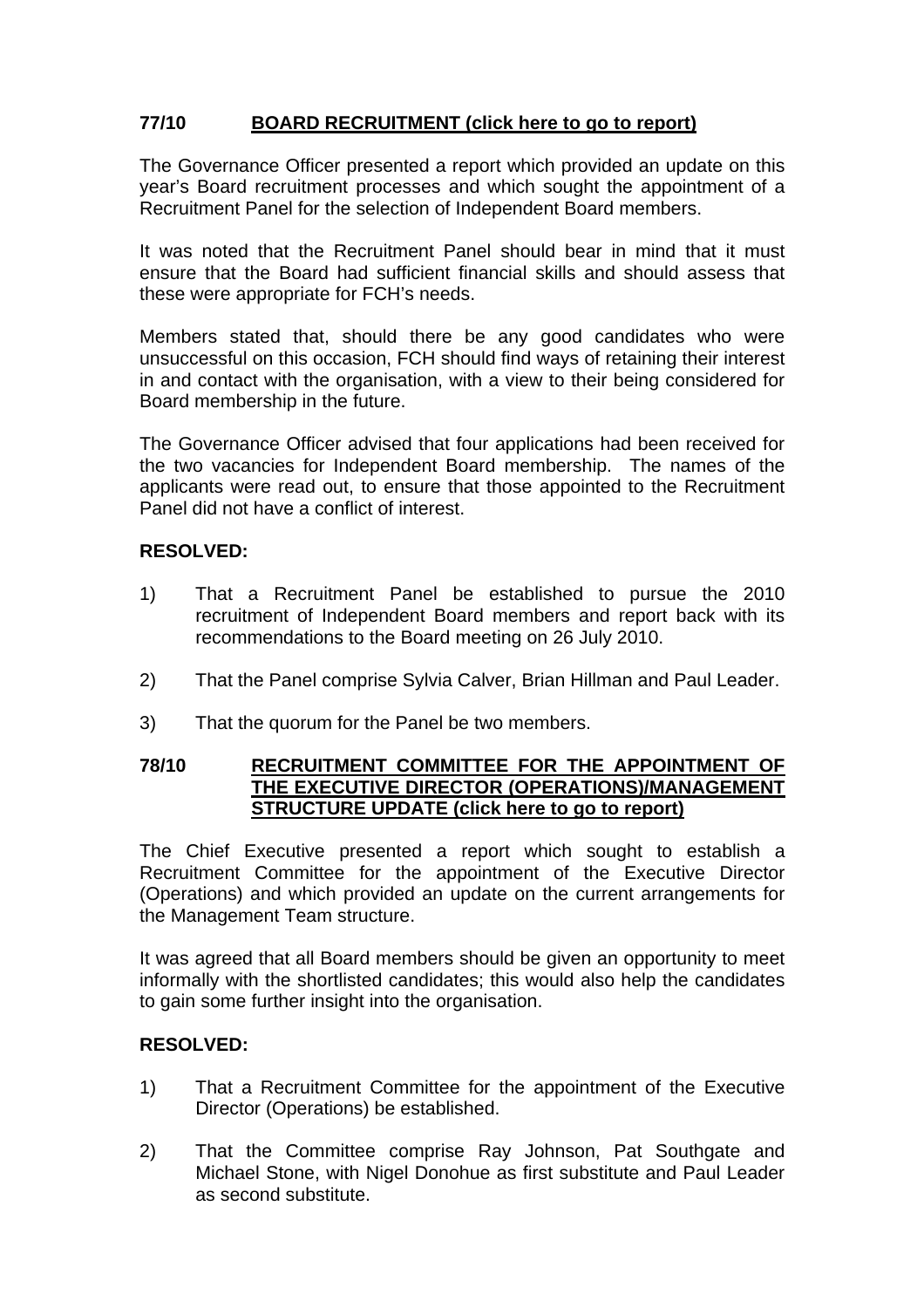## 77/10 BOARD RECRUITMENT (click here to go to report)

The Governance Officer presented a report which provided an update on this year's Board recruitment processes and which sought the appointment of a Recruitment Panel for the selection of Independent Board members.

It was noted that the Recruitment Panel should bear in mind that it must ensure that the Board had sufficient financial skills and should assess that these were appropriate for FCH's needs.

Members stated that, should there be any good candidates who were unsuccessful on this occasion, FCH should find ways of retaining their interest in and contact with the organisation, with a view to their being considered for Board membership in the future.

The Governance Officer advised that four applications had been received for the two vacancies for Independent Board membership. The names of the applicants were read out, to ensure that those appointed to the Recruitment Panel did not have a conflict of interest.

**RESOLVED:**

1) That a Recruitment Panel be established to pursue the 2010 recruitment of Independent Board members and report back with its recommendations to the Board meeting on 26 July 2010.

2) That the Panel comprise Sylvia Calver, Brian Hillman and Paul Leader.

3) That the quorum for the Panel be two members.

## 78/10 RECRUITMENT COMMITTEE FOR THE APPOINTMENT OF THE EXECUTIVE DIRECTOR (OPERATIONS)/MANAGEMENT STRUCTURE UPDATE (click here to go to report)

The Chief Executive presented a report which sought to establish a Recruitment Committee for the appointment of the Executive Director (Operations) and which provided an update on the current arrangements for the Management Team structure.

It was agreed that all Board members should be given an opportunity to meet informally with the shortlisted candidates; this would also help the candidates to gain some further insight into the organisation.

**RESOLVED:**

1) That a Recruitment Committee for the appointment of the Executive Director (Operations) be established.

2) That the Committee comprise Ray Johnson, Pat Southgate and Michael Stone, with Nigel Donohue as first substitute and Paul Leader as second substitute.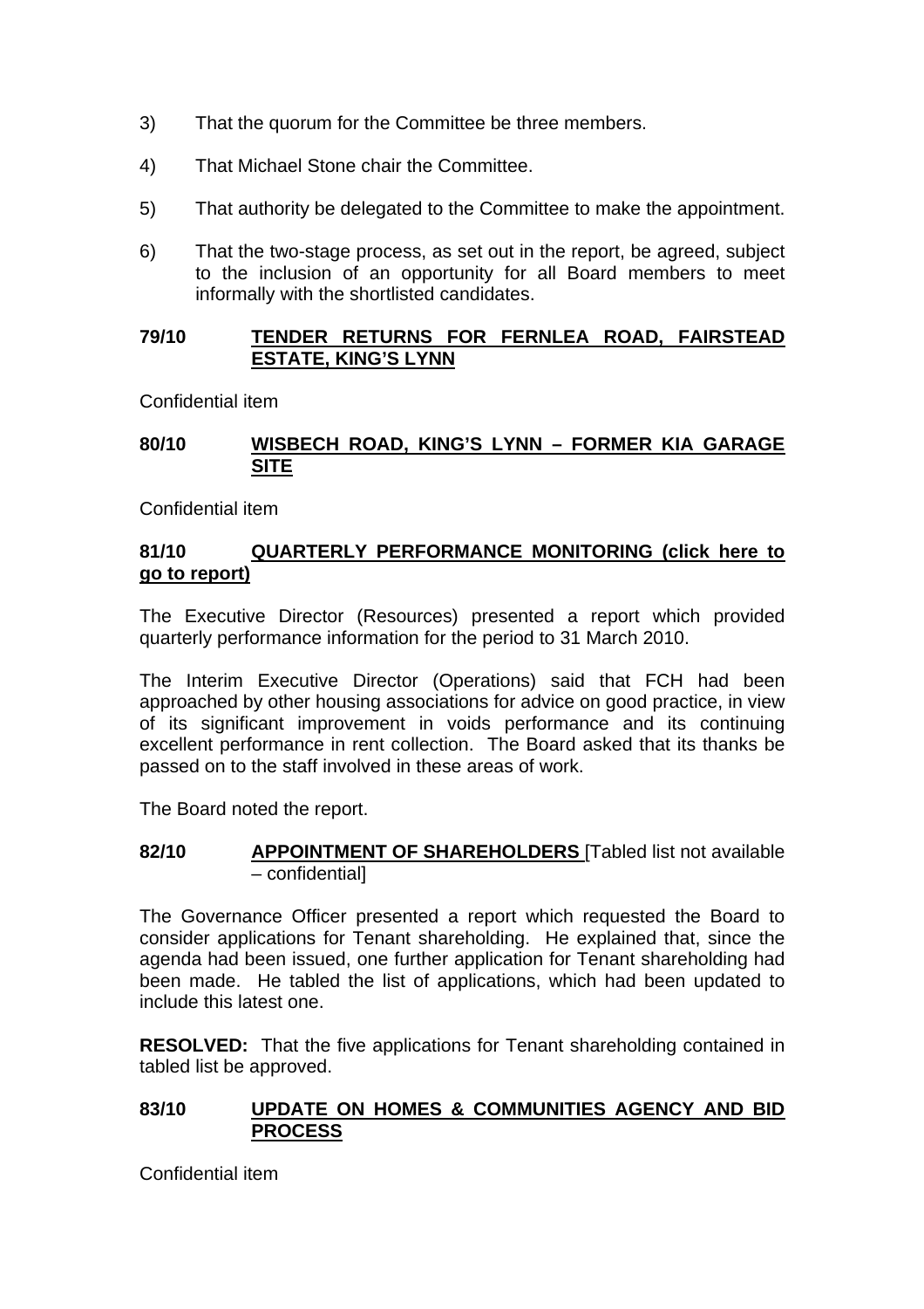3) That the quorum for the Committee be three members.

4) That Michael Stone chair the Committee.

5) That authority be delegated to the Committee to make the appointment.

6) That the two-stage process, as set out in the report, be agreed, subject to the inclusion of an opportunity for all Board members to meet informally with the shortlisted candidates.

**79/10 TENDER RETURNS FOR FERNLEA ROAD, FAIRSTEAD ESTATE, KING'S LYNN**

Confidential item

**80/10 WISBECH ROAD, KING'S LYNN – FORMER KIA GARAGE SITE**

Confidential item

**81/10 QUARTERLY PERFORMANCE MONITORING (click here to go to report)**

The Executive Director (Resources) presented a report which provided quarterly performance information for the period to 31 March 2010.

The Interim Executive Director (Operations) said that FCH had been approached by other housing associations for advice on good practice, in view of its significant improvement in voids performance and its continuing excellent performance in rent collection. The Board asked that its thanks be passed on to the staff involved in these areas of work.

The Board noted the report.

**82/10 APPOINTMENT OF SHAREHOLDERS** [Tabled list not available – confidential]

The Governance Officer presented a report which requested the Board to consider applications for Tenant shareholding. He explained that, since the agenda had been issued, one further application for Tenant shareholding had been made. He tabled the list of applications, which had been updated to include this latest one.

**RESOLVED:** That the five applications for Tenant shareholding contained in tabled list be approved.

**83/10 UPDATE ON HOMES & COMMUNITIES AGENCY AND BID PROCESS**

Confidential item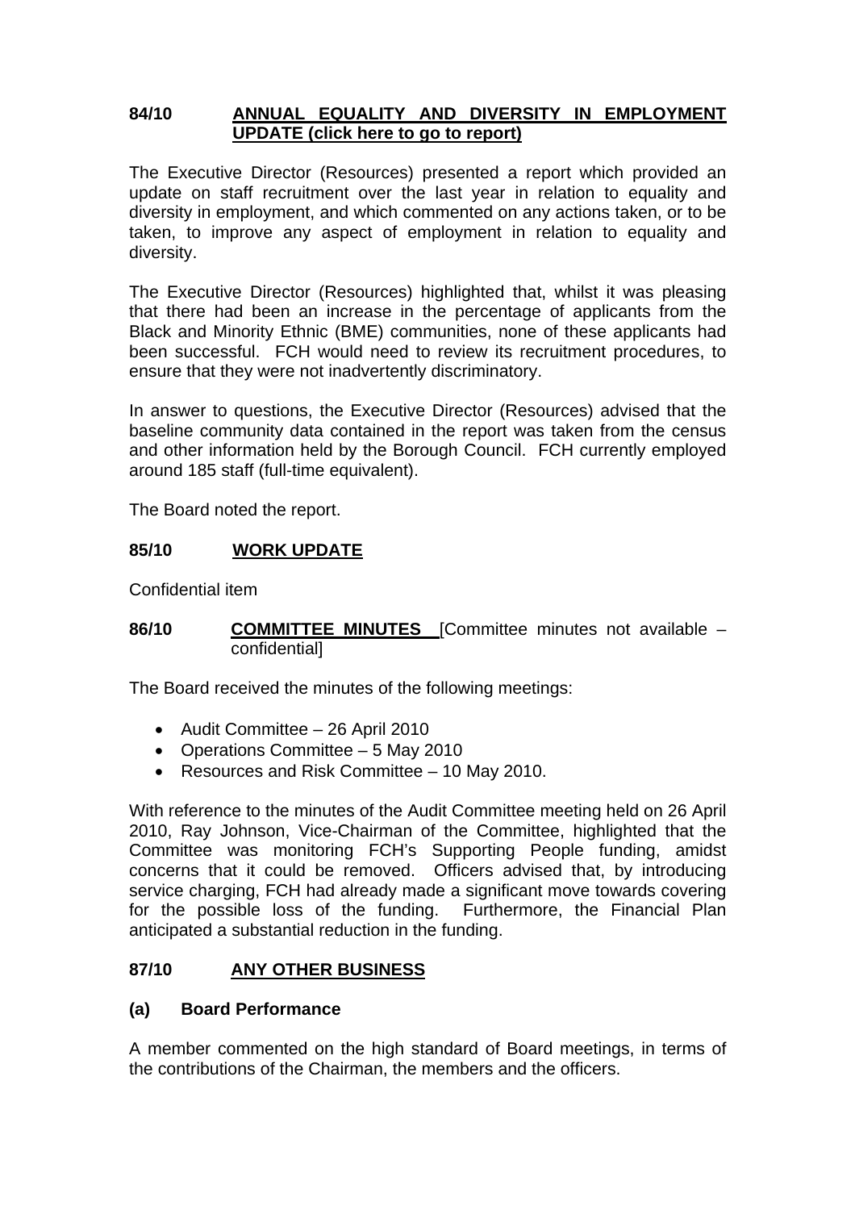**84/10 ANNUAL EQUALITY AND DIVERSITY IN EMPLOYMENT UPDATE (click here to go to report)**

The Executive Director (Resources) presented a report which provided an update on staff recruitment over the last year in relation to equality and diversity in employment, and which commented on any actions taken, or to be taken, to improve any aspect of employment in relation to equality and diversity.

The Executive Director (Resources) highlighted that, whilst it was pleasing that there had been an increase in the percentage of applicants from the Black and Minority Ethnic (BME) communities, none of these applicants had been successful. FCH would need to review its recruitment procedures, to ensure that they were not inadvertently discriminatory.

In answer to questions, the Executive Director (Resources) advised that the baseline community data contained in the report was taken from the census and other information held by the Borough Council. FCH currently employed around 185 staff (full-time equivalent).

The Board noted the report.

**85/10 WORK UPDATE**

Confidential item

**86/10 COMMITTEE MINUTES** [Committee minutes not available – confidential]

The Board received the minutes of the following meetings:

- Audit Committee – 26 April 2010
- Operations Committee – 5 May 2010
- Resources and Risk Committee – 10 May 2010.

With reference to the minutes of the Audit Committee meeting held on 26 April 2010, Ray Johnson, Vice-Chairman of the Committee, highlighted that the Committee was monitoring FCH's Supporting People funding, amidst concerns that it could be removed. Officers advised that, by introducing service charging, FCH had already made a significant move towards covering for the possible loss of the funding. Furthermore, the Financial Plan anticipated a substantial reduction in the funding.

**87/10 ANY OTHER BUSINESS**

**(a) Board Performance**

A member commented on the high standard of Board meetings, in terms of the contributions of the Chairman, the members and the officers.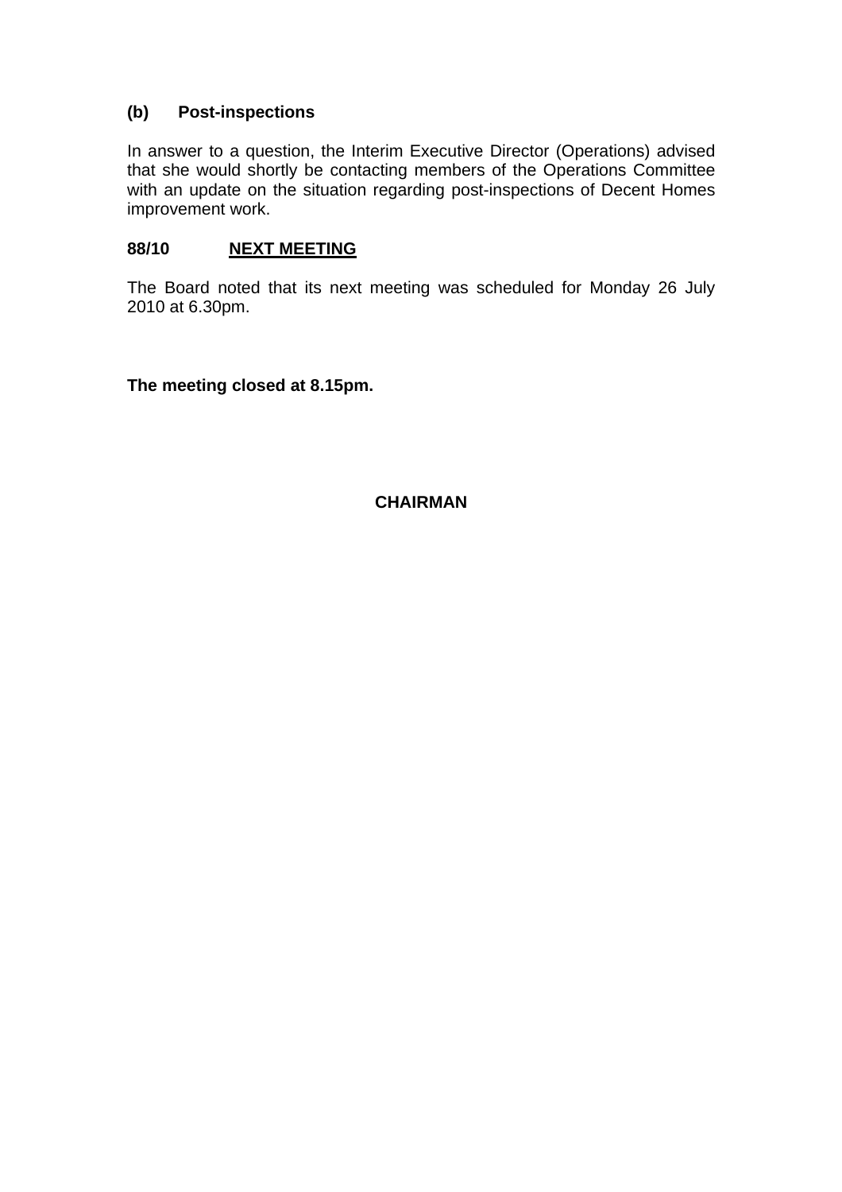### (b) Post-inspections

In answer to a question, the Interim Executive Director (Operations) advised that she would shortly be contacting members of the Operations Committee with an update on the situation regarding post-inspections of Decent Homes improvement work.

### 88/10 <u>NEXT MEETING</u>

The Board noted that its next meeting was scheduled for Monday 26 July 2010 at 6.30pm.

**The meeting closed at 8.15pm.**

**CHAIRMAN**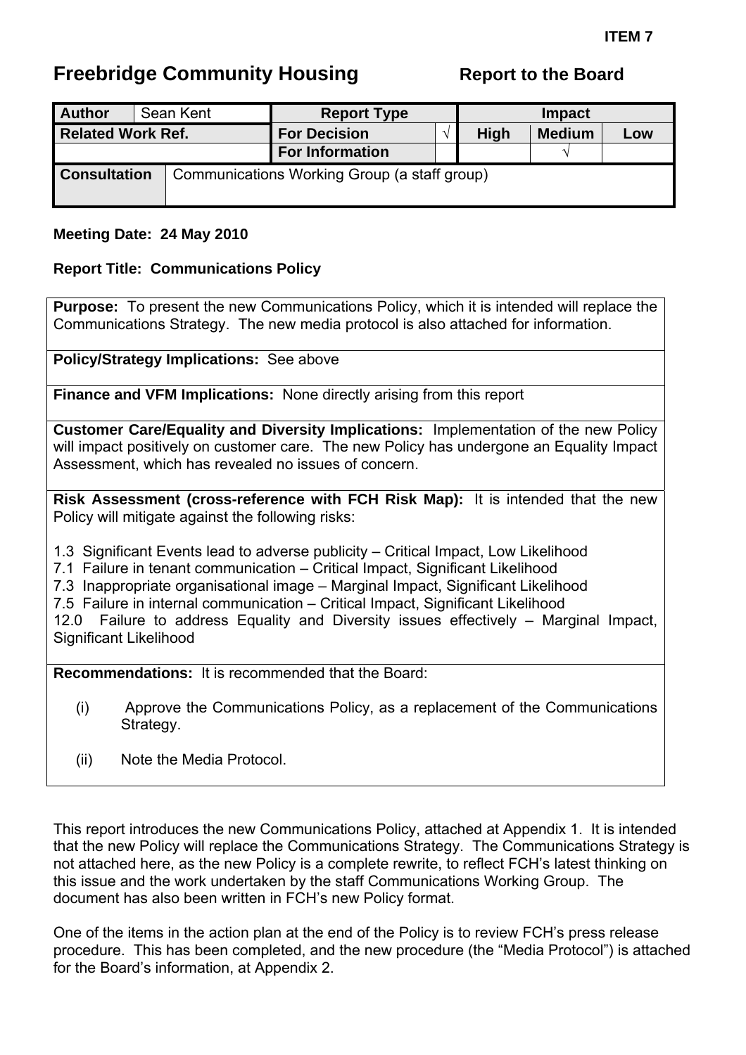**ITEM 7**

# Freebridge Community Housing — Report to the Board

| Author | Sean Kent | Report Type | | Impact | | |
|---|---|---|---|---|---|---|
| **Related Work Ref.** | | **For Decision** | √ | **High** | **Medium** | **Low** |
| | | **For Information** | | | √ | |
| **Consultation** | Communications Working Group (a staff group) | | | | | |

**Meeting Date: 24 May 2010**

**Report Title: Communications Policy**

**Purpose:** To present the new Communications Policy, which it is intended will replace the Communications Strategy. The new media protocol is also attached for information.

**Policy/Strategy Implications:** See above

**Finance and VFM Implications:** None directly arising from this report

**Customer Care/Equality and Diversity Implications:** Implementation of the new Policy will impact positively on customer care. The new Policy has undergone an Equality Impact Assessment, which has revealed no issues of concern.

**Risk Assessment (cross-reference with FCH Risk Map):** It is intended that the new Policy will mitigate against the following risks:

1.3 Significant Events lead to adverse publicity – Critical Impact, Low Likelihood
7.1 Failure in tenant communication – Critical Impact, Significant Likelihood
7.3 Inappropriate organisational image – Marginal Impact, Significant Likelihood
7.5 Failure in internal communication – Critical Impact, Significant Likelihood
12.0 Failure to address Equality and Diversity issues effectively – Marginal Impact, Significant Likelihood

**Recommendations:** It is recommended that the Board:

(i) Approve the Communications Policy, as a replacement of the Communications Strategy.

(ii) Note the Media Protocol.

This report introduces the new Communications Policy, attached at Appendix 1. It is intended that the new Policy will replace the Communications Strategy. The Communications Strategy is not attached here, as the new Policy is a complete rewrite, to reflect FCH's latest thinking on this issue and the work undertaken by the staff Communications Working Group. The document has also been written in FCH's new Policy format.

One of the items in the action plan at the end of the Policy is to review FCH's press release procedure. This has been completed, and the new procedure (the "Media Protocol") is attached for the Board's information, at Appendix 2.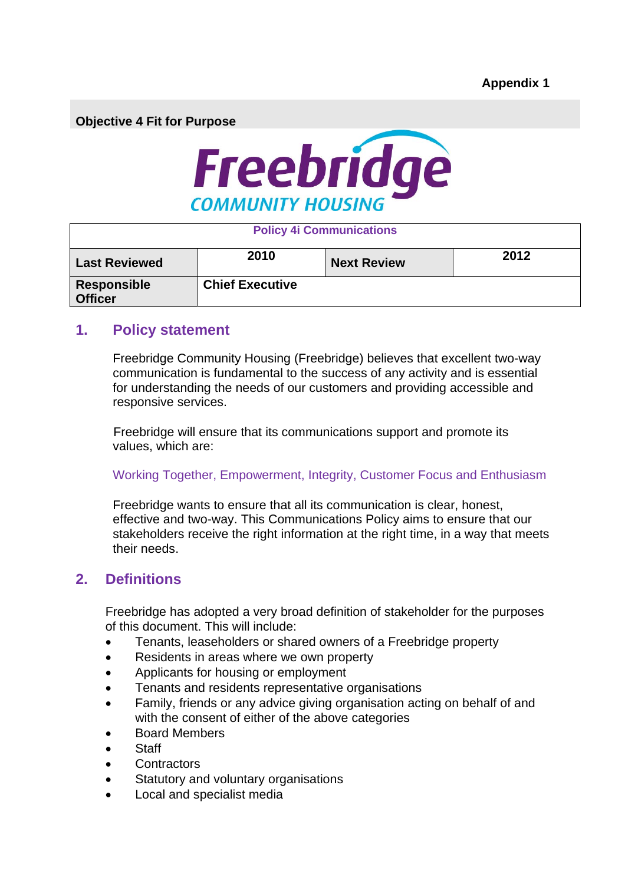**Appendix 1**

**Objective 4 Fit for Purpose**

Freebridge COMMUNITY HOUSING

| **Policy 4i Communications** | | | |
|---|---|---|---|
| **Last Reviewed** | **2010** | **Next Review** | **2012** |
| **Responsible Officer** | **Chief Executive** | | |

## 1. Policy statement

Freebridge Community Housing (Freebridge) believes that excellent two-way communication is fundamental to the success of any activity and is essential for understanding the needs of our customers and providing accessible and responsive services.

Freebridge will ensure that its communications support and promote its values, which are:

Working Together, Empowerment, Integrity, Customer Focus and Enthusiasm

Freebridge wants to ensure that all its communication is clear, honest, effective and two-way. This Communications Policy aims to ensure that our stakeholders receive the right information at the right time, in a way that meets their needs.

## 2. Definitions

Freebridge has adopted a very broad definition of stakeholder for the purposes of this document. This will include:

- Tenants, leaseholders or shared owners of a Freebridge property
- Residents in areas where we own property
- Applicants for housing or employment
- Tenants and residents representative organisations
- Family, friends or any advice giving organisation acting on behalf of and with the consent of either of the above categories
- Board Members
- Staff
- Contractors
- Statutory and voluntary organisations
- Local and specialist media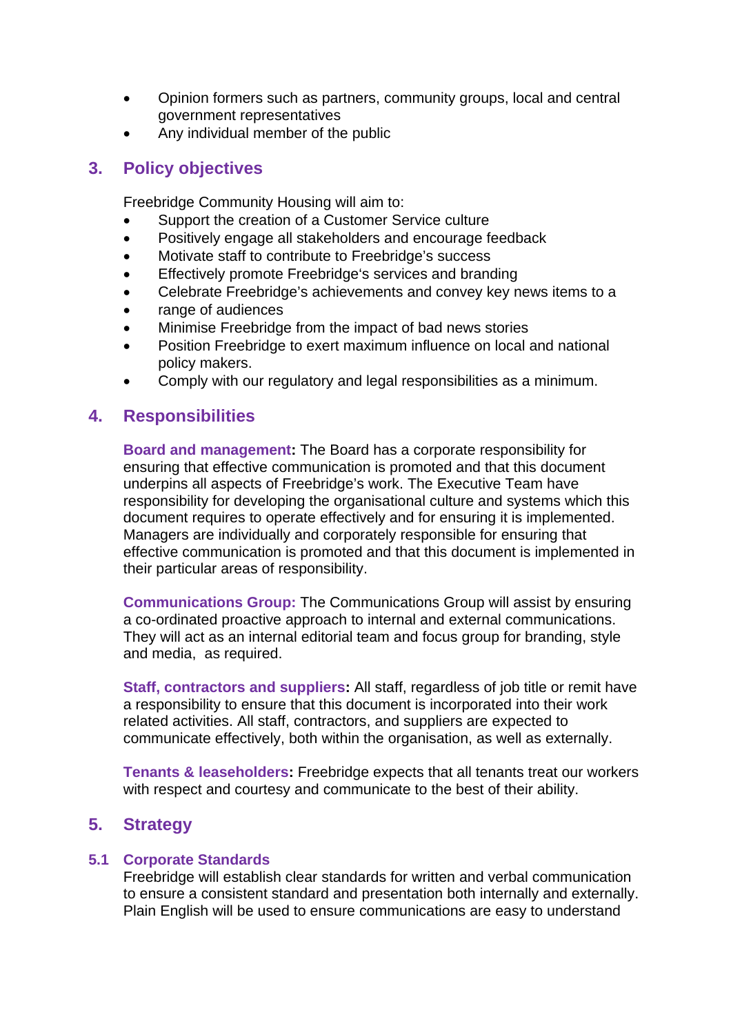- Opinion formers such as partners, community groups, local and central government representatives
- Any individual member of the public

## 3. Policy objectives

Freebridge Community Housing will aim to:

- Support the creation of a Customer Service culture
- Positively engage all stakeholders and encourage feedback
- Motivate staff to contribute to Freebridge's success
- Effectively promote Freebridge's services and branding
- Celebrate Freebridge's achievements and convey key news items to a
- range of audiences
- Minimise Freebridge from the impact of bad news stories
- Position Freebridge to exert maximum influence on local and national policy makers.
- Comply with our regulatory and legal responsibilities as a minimum.

## 4. Responsibilities

**Board and management:** The Board has a corporate responsibility for ensuring that effective communication is promoted and that this document underpins all aspects of Freebridge's work. The Executive Team have responsibility for developing the organisational culture and systems which this document requires to operate effectively and for ensuring it is implemented. Managers are individually and corporately responsible for ensuring that effective communication is promoted and that this document is implemented in their particular areas of responsibility.

**Communications Group:** The Communications Group will assist by ensuring a co-ordinated proactive approach to internal and external communications. They will act as an internal editorial team and focus group for branding, style and media, as required.

**Staff, contractors and suppliers:** All staff, regardless of job title or remit have a responsibility to ensure that this document is incorporated into their work related activities. All staff, contractors, and suppliers are expected to communicate effectively, both within the organisation, as well as externally.

**Tenants & leaseholders:** Freebridge expects that all tenants treat our workers with respect and courtesy and communicate to the best of their ability.

## 5. Strategy

### 5.1 Corporate Standards

Freebridge will establish clear standards for written and verbal communication to ensure a consistent standard and presentation both internally and externally. Plain English will be used to ensure communications are easy to understand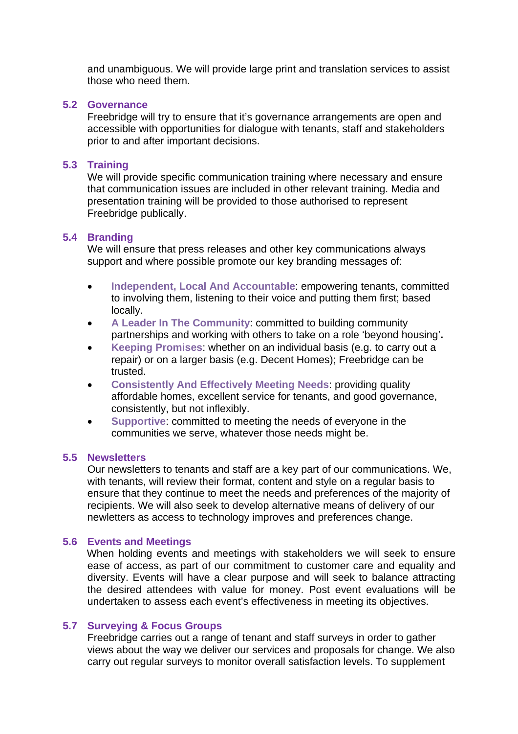and unambiguous. We will provide large print and translation services to assist those who need them.

### 5.2 Governance

Freebridge will try to ensure that it's governance arrangements are open and accessible with opportunities for dialogue with tenants, staff and stakeholders prior to and after important decisions.

### 5.3 Training

We will provide specific communication training where necessary and ensure that communication issues are included in other relevant training. Media and presentation training will be provided to those authorised to represent Freebridge publically.

### 5.4 Branding

We will ensure that press releases and other key communications always support and where possible promote our key branding messages of:

- **Independent, Local And Accountable**: empowering tenants, committed to involving them, listening to their voice and putting them first; based locally.
- **A Leader In The Community**: committed to building community partnerships and working with others to take on a role 'beyond housing'**.**
- **Keeping Promises**: whether on an individual basis (e.g. to carry out a repair) or on a larger basis (e.g. Decent Homes); Freebridge can be trusted.
- **Consistently And Effectively Meeting Needs**: providing quality affordable homes, excellent service for tenants, and good governance, consistently, but not inflexibly.
- **Supportive**: committed to meeting the needs of everyone in the communities we serve, whatever those needs might be.

### 5.5 Newsletters

Our newsletters to tenants and staff are a key part of our communications. We, with tenants, will review their format, content and style on a regular basis to ensure that they continue to meet the needs and preferences of the majority of recipients. We will also seek to develop alternative means of delivery of our newletters as access to technology improves and preferences change.

### 5.6 Events and Meetings

When holding events and meetings with stakeholders we will seek to ensure ease of access, as part of our commitment to customer care and equality and diversity. Events will have a clear purpose and will seek to balance attracting the desired attendees with value for money. Post event evaluations will be undertaken to assess each event's effectiveness in meeting its objectives.

### 5.7 Surveying & Focus Groups

Freebridge carries out a range of tenant and staff surveys in order to gather views about the way we deliver our services and proposals for change. We also carry out regular surveys to monitor overall satisfaction levels. To supplement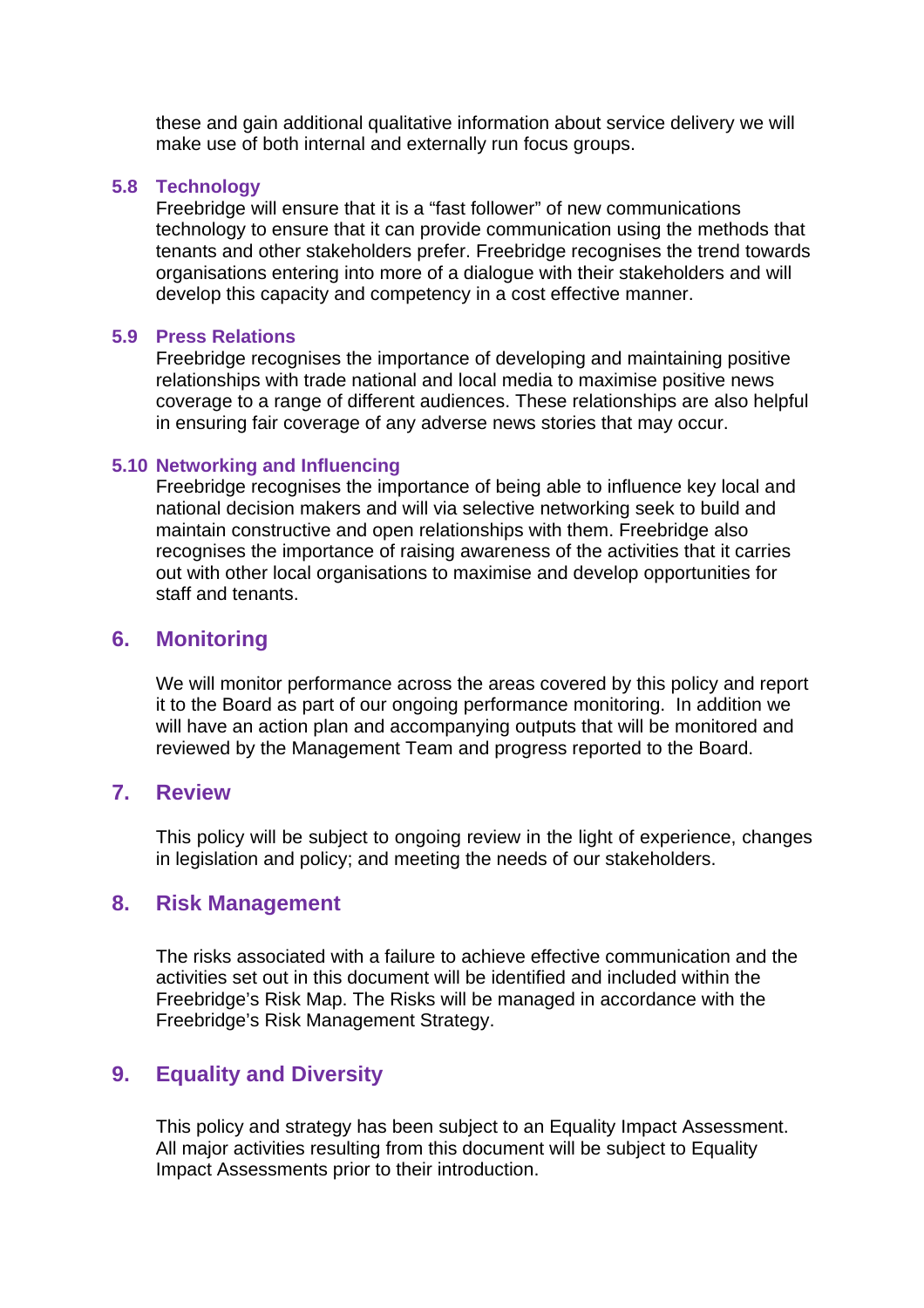these and gain additional qualitative information about service delivery we will make use of both internal and externally run focus groups.

### 5.8 Technology

Freebridge will ensure that it is a "fast follower" of new communications technology to ensure that it can provide communication using the methods that tenants and other stakeholders prefer. Freebridge recognises the trend towards organisations entering into more of a dialogue with their stakeholders and will develop this capacity and competency in a cost effective manner.

### 5.9 Press Relations

Freebridge recognises the importance of developing and maintaining positive relationships with trade national and local media to maximise positive news coverage to a range of different audiences. These relationships are also helpful in ensuring fair coverage of any adverse news stories that may occur.

### 5.10 Networking and Influencing

Freebridge recognises the importance of being able to influence key local and national decision makers and will via selective networking seek to build and maintain constructive and open relationships with them. Freebridge also recognises the importance of raising awareness of the activities that it carries out with other local organisations to maximise and develop opportunities for staff and tenants.

## 6. Monitoring

We will monitor performance across the areas covered by this policy and report it to the Board as part of our ongoing performance monitoring. In addition we will have an action plan and accompanying outputs that will be monitored and reviewed by the Management Team and progress reported to the Board.

## 7. Review

This policy will be subject to ongoing review in the light of experience, changes in legislation and policy; and meeting the needs of our stakeholders.

## 8. Risk Management

The risks associated with a failure to achieve effective communication and the activities set out in this document will be identified and included within the Freebridge's Risk Map. The Risks will be managed in accordance with the Freebridge's Risk Management Strategy.

## 9. Equality and Diversity

This policy and strategy has been subject to an Equality Impact Assessment. All major activities resulting from this document will be subject to Equality Impact Assessments prior to their introduction.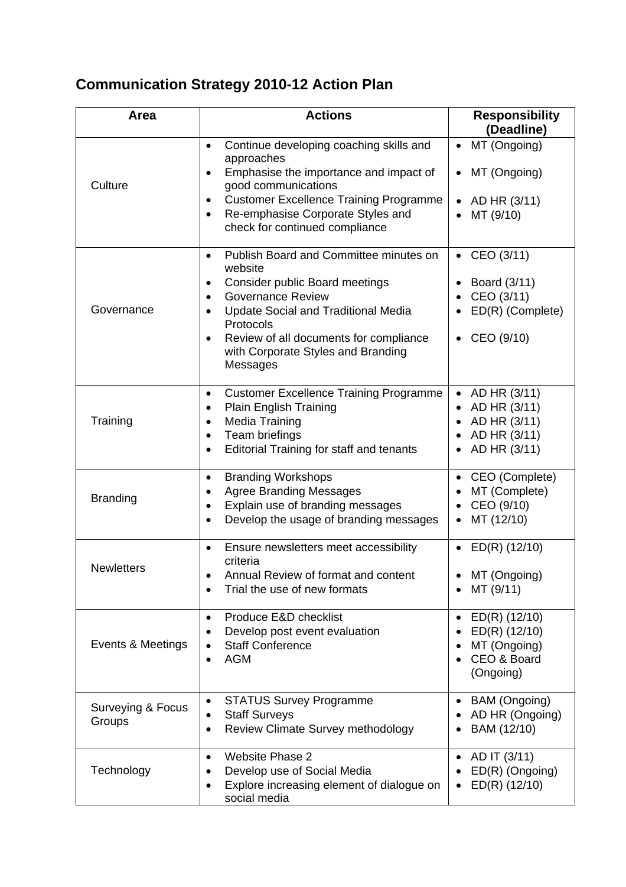# Communication Strategy 2010-12 Action Plan

| Area | Actions | Responsibility (Deadline) |
|---|---|---|
| Culture | • Continue developing coaching skills and approaches<br>• Emphasise the importance and impact of good communications<br>• Customer Excellence Training Programme<br>• Re-emphasise Corporate Styles and check for continued compliance | • MT (Ongoing)<br>• MT (Ongoing)<br>• AD HR (3/11)<br>• MT (9/10) |
| Governance | • Publish Board and Committee minutes on website<br>• Consider public Board meetings<br>• Governance Review<br>• Update Social and Traditional Media Protocols<br>• Review of all documents for compliance with Corporate Styles and Branding Messages | • CEO (3/11)<br>• Board (3/11)<br>• CEO (3/11)<br>• ED(R) (Complete)<br>• CEO (9/10) |
| Training | • Customer Excellence Training Programme<br>• Plain English Training<br>• Media Training<br>• Team briefings<br>• Editorial Training for staff and tenants | • AD HR (3/11)<br>• AD HR (3/11)<br>• AD HR (3/11)<br>• AD HR (3/11)<br>• AD HR (3/11) |
| Branding | • Branding Workshops<br>• Agree Branding Messages<br>• Explain use of branding messages<br>• Develop the usage of branding messages | • CEO (Complete)<br>• MT (Complete)<br>• CEO (9/10)<br>• MT (12/10) |
| Newletters | • Ensure newsletters meet accessibility criteria<br>• Annual Review of format and content<br>• Trial the use of new formats | • ED(R) (12/10)<br>• MT (Ongoing)<br>• MT (9/11) |
| Events & Meetings | • Produce E&D checklist<br>• Develop post event evaluation<br>• Staff Conference<br>• AGM | • ED(R) (12/10)<br>• ED(R) (12/10)<br>• MT (Ongoing)<br>• CEO & Board (Ongoing) |
| Surveying & Focus Groups | • STATUS Survey Programme<br>• Staff Surveys<br>• Review Climate Survey methodology | • BAM (Ongoing)<br>• AD HR (Ongoing)<br>• BAM (12/10) |
| Technology | • Website Phase 2<br>• Develop use of Social Media<br>• Explore increasing element of dialogue on social media | • AD IT (3/11)<br>• ED(R) (Ongoing)<br>• ED(R) (12/10) |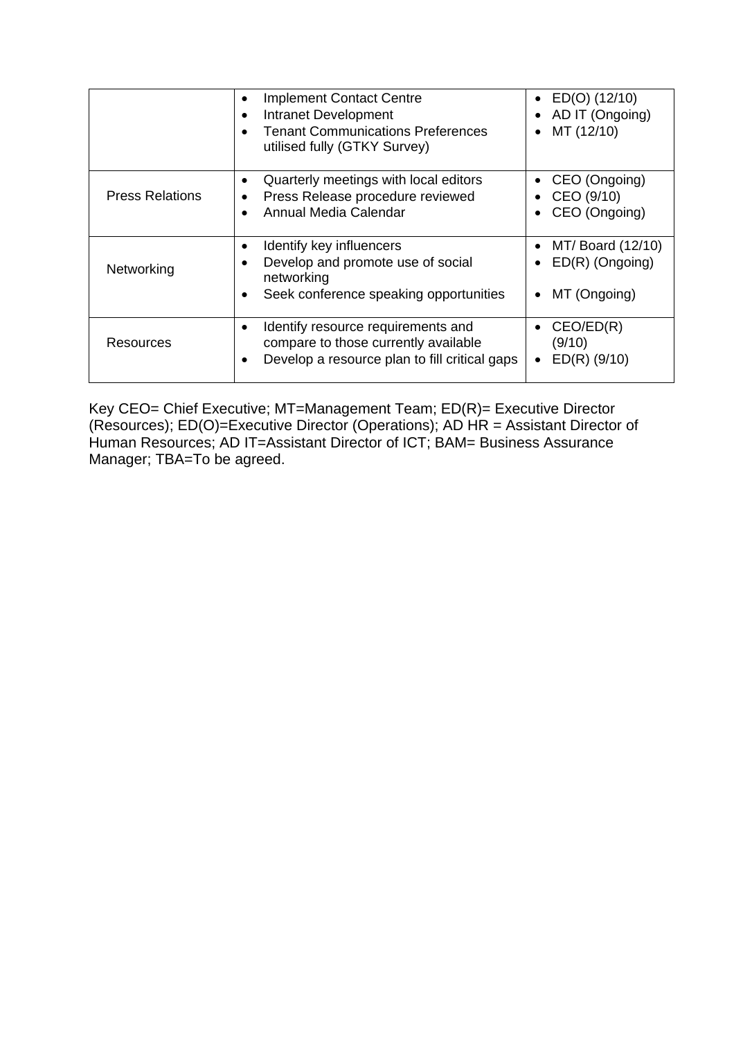| | | |
|---|---|---|
| | • Implement Contact Centre<br>• Intranet Development<br>• Tenant Communications Preferences utilised fully (GTKY Survey) | • ED(O) (12/10)<br>• AD IT (Ongoing)<br>• MT (12/10) |
| Press Relations | • Quarterly meetings with local editors<br>• Press Release procedure reviewed<br>• Annual Media Calendar | • CEO (Ongoing)<br>• CEO (9/10)<br>• CEO (Ongoing) |
| Networking | • Identify key influencers<br>• Develop and promote use of social networking<br>• Seek conference speaking opportunities | • MT/ Board (12/10)<br>• ED(R) (Ongoing)<br>• MT (Ongoing) |
| Resources | • Identify resource requirements and compare to those currently available<br>• Develop a resource plan to fill critical gaps | • CEO/ED(R) (9/10)<br>• ED(R) (9/10) |

Key CEO= Chief Executive; MT=Management Team; ED(R)= Executive Director (Resources); ED(O)=Executive Director (Operations); AD HR = Assistant Director of Human Resources; AD IT=Assistant Director of ICT; BAM= Business Assurance Manager; TBA=To be agreed.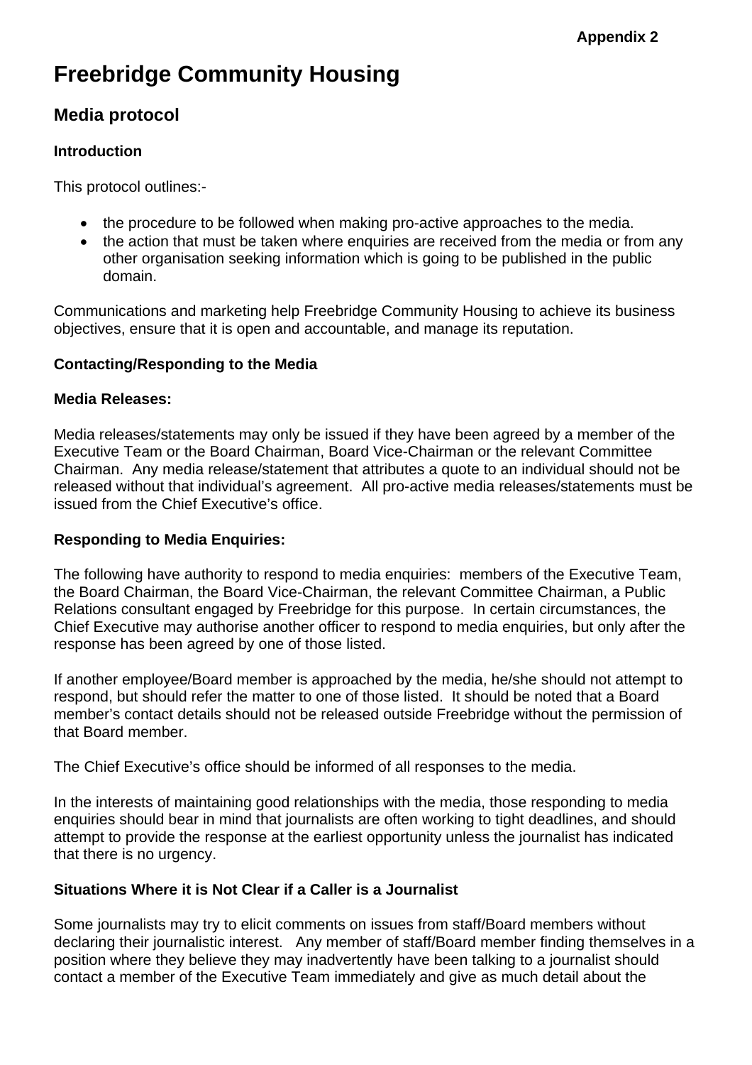Appendix 2

# Freebridge Community Housing

## Media protocol

### Introduction

This protocol outlines:-

- the procedure to be followed when making pro-active approaches to the media.
- the action that must be taken where enquiries are received from the media or from any other organisation seeking information which is going to be published in the public domain.

Communications and marketing help Freebridge Community Housing to achieve its business objectives, ensure that it is open and accountable, and manage its reputation.

### Contacting/Responding to the Media

### Media Releases:

Media releases/statements may only be issued if they have been agreed by a member of the Executive Team or the Board Chairman, Board Vice-Chairman or the relevant Committee Chairman. Any media release/statement that attributes a quote to an individual should not be released without that individual's agreement. All pro-active media releases/statements must be issued from the Chief Executive's office.

### Responding to Media Enquiries:

The following have authority to respond to media enquiries: members of the Executive Team, the Board Chairman, the Board Vice-Chairman, the relevant Committee Chairman, a Public Relations consultant engaged by Freebridge for this purpose. In certain circumstances, the Chief Executive may authorise another officer to respond to media enquiries, but only after the response has been agreed by one of those listed.

If another employee/Board member is approached by the media, he/she should not attempt to respond, but should refer the matter to one of those listed. It should be noted that a Board member's contact details should not be released outside Freebridge without the permission of that Board member.

The Chief Executive's office should be informed of all responses to the media.

In the interests of maintaining good relationships with the media, those responding to media enquiries should bear in mind that journalists are often working to tight deadlines, and should attempt to provide the response at the earliest opportunity unless the journalist has indicated that there is no urgency.

### Situations Where it is Not Clear if a Caller is a Journalist

Some journalists may try to elicit comments on issues from staff/Board members without declaring their journalistic interest. Any member of staff/Board member finding themselves in a position where they believe they may inadvertently have been talking to a journalist should contact a member of the Executive Team immediately and give as much detail about the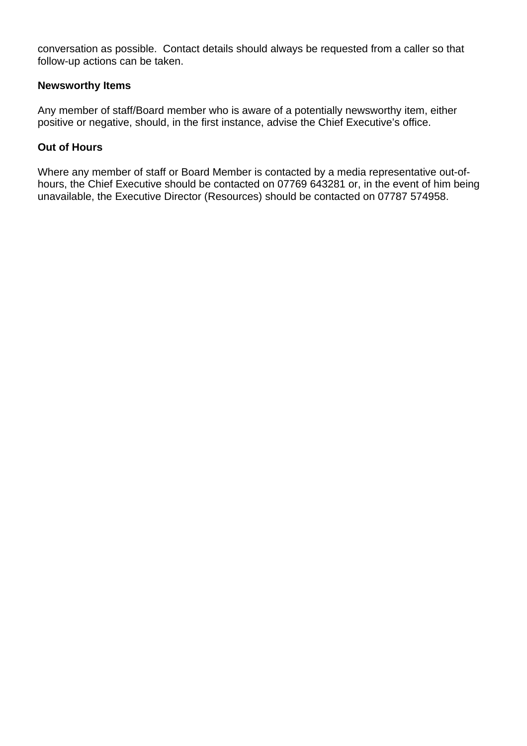conversation as possible.  Contact details should always be requested from a caller so that follow-up actions can be taken.

**Newsworthy Items**

Any member of staff/Board member who is aware of a potentially newsworthy item, either positive or negative, should, in the first instance, advise the Chief Executive's office.

**Out of Hours**

Where any member of staff or Board Member is contacted by a media representative out-of-hours, the Chief Executive should be contacted on 07769 643281 or, in the event of him being unavailable, the Executive Director (Resources) should be contacted on 07787 574958.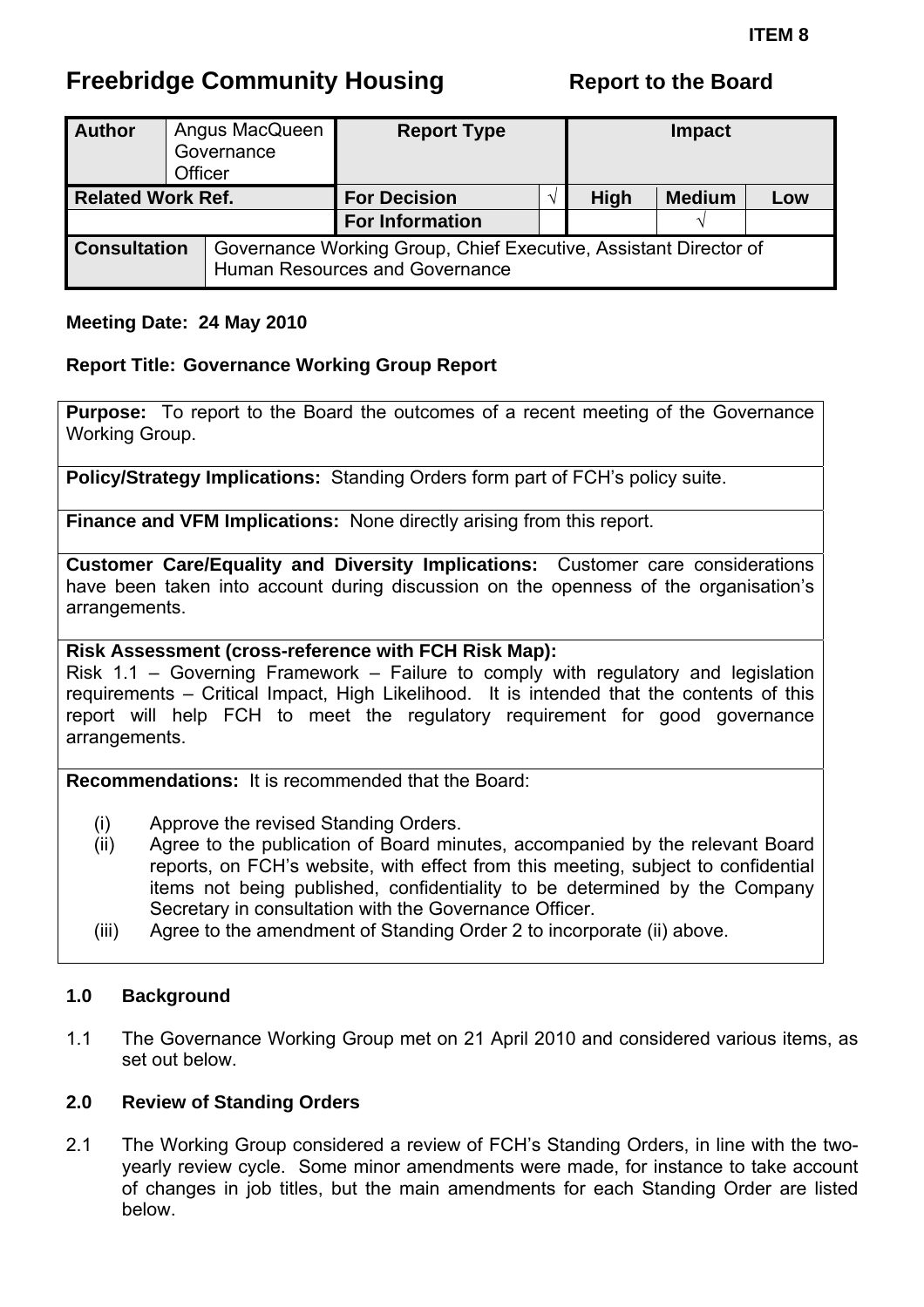ITEM 8

# Freebridge Community Housing

**Report to the Board**

| **Author** | Angus MacQueen Governance Officer | **Report Type** | | **Impact** | | |
|---|---|---|---|---|---|---|
| **Related Work Ref.** | | **For Decision** | √ | **High** | **Medium** | **Low** |
| | | **For Information** | | | √ | |
| **Consultation** | Governance Working Group, Chief Executive, Assistant Director of Human Resources and Governance | | | | | |

**Meeting Date: 24 May 2010**

**Report Title: Governance Working Group Report**

**Purpose:** To report to the Board the outcomes of a recent meeting of the Governance Working Group.

**Policy/Strategy Implications:** Standing Orders form part of FCH's policy suite.

**Finance and VFM Implications:** None directly arising from this report.

**Customer Care/Equality and Diversity Implications:** Customer care considerations have been taken into account during discussion on the openness of the organisation's arrangements.

**Risk Assessment (cross-reference with FCH Risk Map):**
Risk 1.1 – Governing Framework – Failure to comply with regulatory and legislation requirements – Critical Impact, High Likelihood. It is intended that the contents of this report will help FCH to meet the regulatory requirement for good governance arrangements.

**Recommendations:** It is recommended that the Board:

(i) Approve the revised Standing Orders.

(ii) Agree to the publication of Board minutes, accompanied by the relevant Board reports, on FCH's website, with effect from this meeting, subject to confidential items not being published, confidentiality to be determined by the Company Secretary in consultation with the Governance Officer.

(iii) Agree to the amendment of Standing Order 2 to incorporate (ii) above.

## 1.0 Background

1.1 The Governance Working Group met on 21 April 2010 and considered various items, as set out below.

## 2.0 Review of Standing Orders

2.1 The Working Group considered a review of FCH's Standing Orders, in line with the two-yearly review cycle. Some minor amendments were made, for instance to take account of changes in job titles, but the main amendments for each Standing Order are listed below.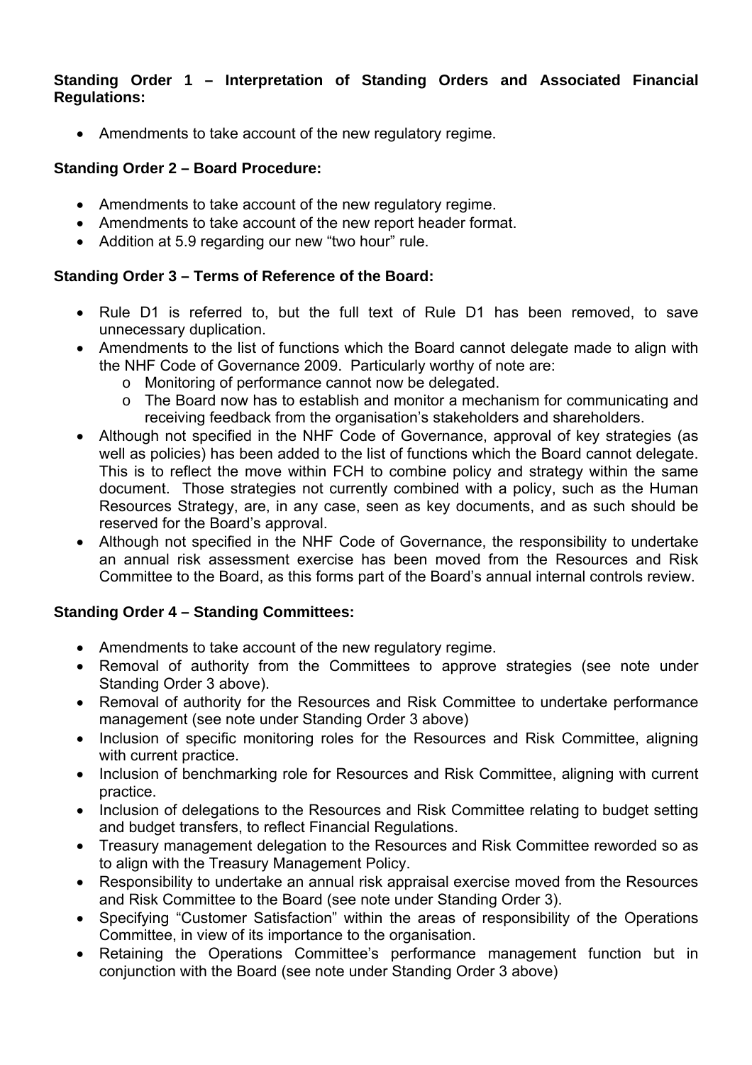**Standing Order 1 – Interpretation of Standing Orders and Associated Financial Regulations:**

- Amendments to take account of the new regulatory regime.

**Standing Order 2 – Board Procedure:**

- Amendments to take account of the new regulatory regime.
- Amendments to take account of the new report header format.
- Addition at 5.9 regarding our new "two hour" rule.

**Standing Order 3 – Terms of Reference of the Board:**

- Rule D1 is referred to, but the full text of Rule D1 has been removed, to save unnecessary duplication.
- Amendments to the list of functions which the Board cannot delegate made to align with the NHF Code of Governance 2009. Particularly worthy of note are:
    - Monitoring of performance cannot now be delegated.
    - The Board now has to establish and monitor a mechanism for communicating and receiving feedback from the organisation's stakeholders and shareholders.
- Although not specified in the NHF Code of Governance, approval of key strategies (as well as policies) has been added to the list of functions which the Board cannot delegate. This is to reflect the move within FCH to combine policy and strategy within the same document. Those strategies not currently combined with a policy, such as the Human Resources Strategy, are, in any case, seen as key documents, and as such should be reserved for the Board's approval.
- Although not specified in the NHF Code of Governance, the responsibility to undertake an annual risk assessment exercise has been moved from the Resources and Risk Committee to the Board, as this forms part of the Board's annual internal controls review.

**Standing Order 4 – Standing Committees:**

- Amendments to take account of the new regulatory regime.
- Removal of authority from the Committees to approve strategies (see note under Standing Order 3 above).
- Removal of authority for the Resources and Risk Committee to undertake performance management (see note under Standing Order 3 above)
- Inclusion of specific monitoring roles for the Resources and Risk Committee, aligning with current practice.
- Inclusion of benchmarking role for Resources and Risk Committee, aligning with current practice.
- Inclusion of delegations to the Resources and Risk Committee relating to budget setting and budget transfers, to reflect Financial Regulations.
- Treasury management delegation to the Resources and Risk Committee reworded so as to align with the Treasury Management Policy.
- Responsibility to undertake an annual risk appraisal exercise moved from the Resources and Risk Committee to the Board (see note under Standing Order 3).
- Specifying "Customer Satisfaction" within the areas of responsibility of the Operations Committee, in view of its importance to the organisation.
- Retaining the Operations Committee's performance management function but in conjunction with the Board (see note under Standing Order 3 above)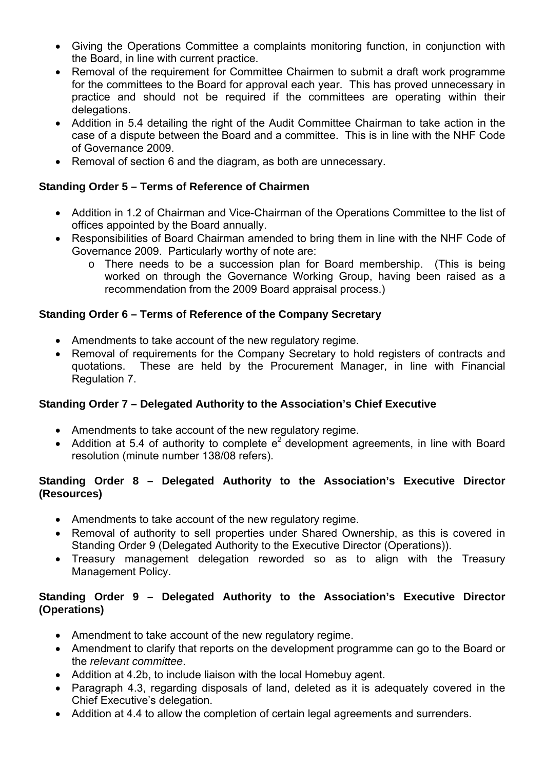- Giving the Operations Committee a complaints monitoring function, in conjunction with the Board, in line with current practice.
- Removal of the requirement for Committee Chairmen to submit a draft work programme for the committees to the Board for approval each year. This has proved unnecessary in practice and should not be required if the committees are operating within their delegations.
- Addition in 5.4 detailing the right of the Audit Committee Chairman to take action in the case of a dispute between the Board and a committee. This is in line with the NHF Code of Governance 2009.
- Removal of section 6 and the diagram, as both are unnecessary.

**Standing Order 5 – Terms of Reference of Chairmen**

- Addition in 1.2 of Chairman and Vice-Chairman of the Operations Committee to the list of offices appointed by the Board annually.
- Responsibilities of Board Chairman amended to bring them in line with the NHF Code of Governance 2009. Particularly worthy of note are:
  - There needs to be a succession plan for Board membership. (This is being worked on through the Governance Working Group, having been raised as a recommendation from the 2009 Board appraisal process.)

**Standing Order 6 – Terms of Reference of the Company Secretary**

- Amendments to take account of the new regulatory regime.
- Removal of requirements for the Company Secretary to hold registers of contracts and quotations. These are held by the Procurement Manager, in line with Financial Regulation 7.

**Standing Order 7 – Delegated Authority to the Association's Chief Executive**

- Amendments to take account of the new regulatory regime.
- Addition at 5.4 of authority to complete $e^2$ development agreements, in line with Board resolution (minute number 138/08 refers).

**Standing Order 8 – Delegated Authority to the Association's Executive Director (Resources)**

- Amendments to take account of the new regulatory regime.
- Removal of authority to sell properties under Shared Ownership, as this is covered in Standing Order 9 (Delegated Authority to the Executive Director (Operations)).
- Treasury management delegation reworded so as to align with the Treasury Management Policy.

**Standing Order 9 – Delegated Authority to the Association's Executive Director (Operations)**

- Amendment to take account of the new regulatory regime.
- Amendment to clarify that reports on the development programme can go to the Board or the *relevant committee*.
- Addition at 4.2b, to include liaison with the local Homebuy agent.
- Paragraph 4.3, regarding disposals of land, deleted as it is adequately covered in the Chief Executive's delegation.
- Addition at 4.4 to allow the completion of certain legal agreements and surrenders.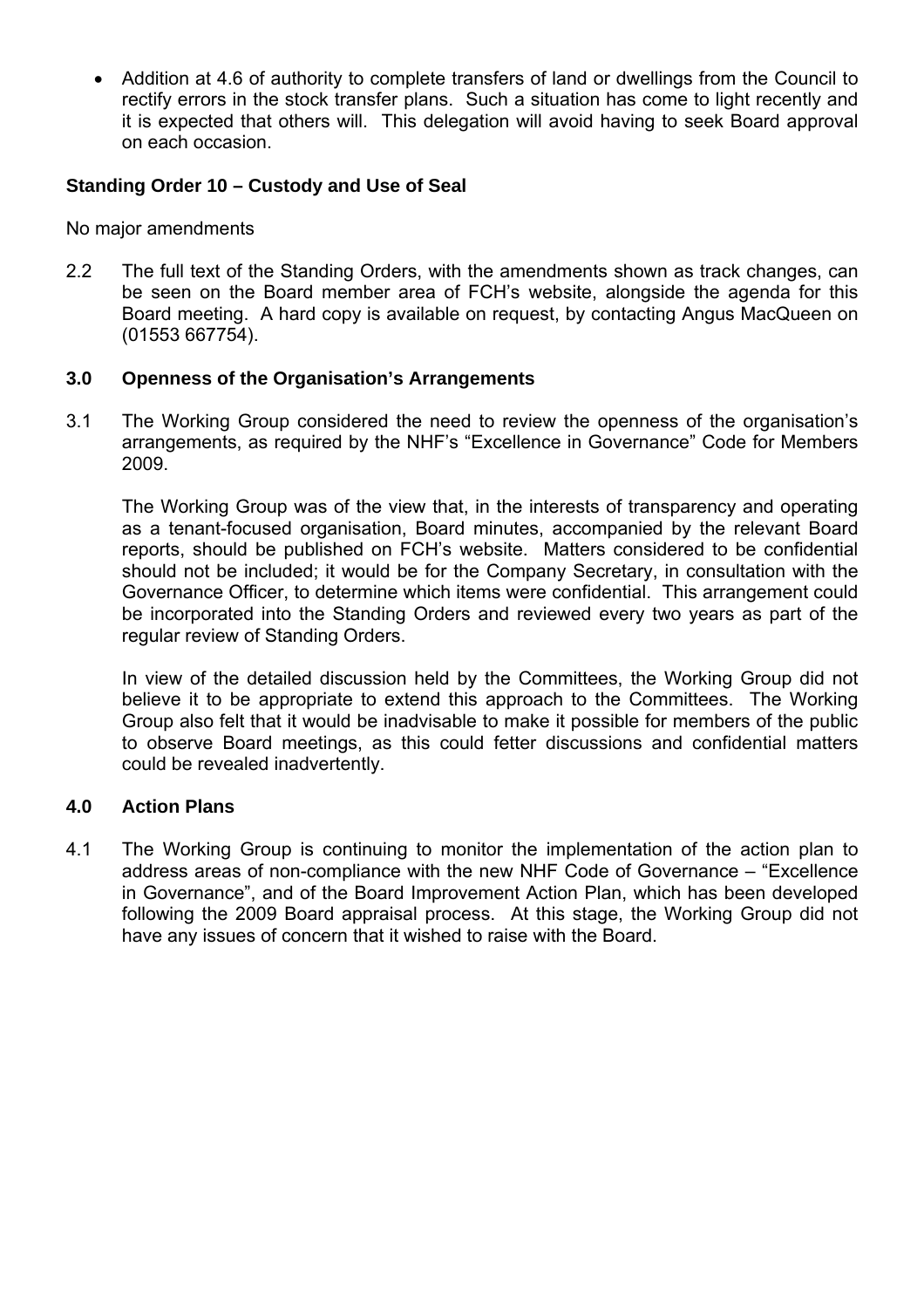- Addition at 4.6 of authority to complete transfers of land or dwellings from the Council to rectify errors in the stock transfer plans. Such a situation has come to light recently and it is expected that others will. This delegation will avoid having to seek Board approval on each occasion.

**Standing Order 10 – Custody and Use of Seal**

No major amendments

2.2 The full text of the Standing Orders, with the amendments shown as track changes, can be seen on the Board member area of FCH's website, alongside the agenda for this Board meeting. A hard copy is available on request, by contacting Angus MacQueen on (01553 667754).

## 3.0 Openness of the Organisation's Arrangements

3.1 The Working Group considered the need to review the openness of the organisation's arrangements, as required by the NHF's "Excellence in Governance" Code for Members 2009.

The Working Group was of the view that, in the interests of transparency and operating as a tenant-focused organisation, Board minutes, accompanied by the relevant Board reports, should be published on FCH's website. Matters considered to be confidential should not be included; it would be for the Company Secretary, in consultation with the Governance Officer, to determine which items were confidential. This arrangement could be incorporated into the Standing Orders and reviewed every two years as part of the regular review of Standing Orders.

In view of the detailed discussion held by the Committees, the Working Group did not believe it to be appropriate to extend this approach to the Committees. The Working Group also felt that it would be inadvisable to make it possible for members of the public to observe Board meetings, as this could fetter discussions and confidential matters could be revealed inadvertently.

## 4.0 Action Plans

4.1 The Working Group is continuing to monitor the implementation of the action plan to address areas of non-compliance with the new NHF Code of Governance – "Excellence in Governance", and of the Board Improvement Action Plan, which has been developed following the 2009 Board appraisal process. At this stage, the Working Group did not have any issues of concern that it wished to raise with the Board.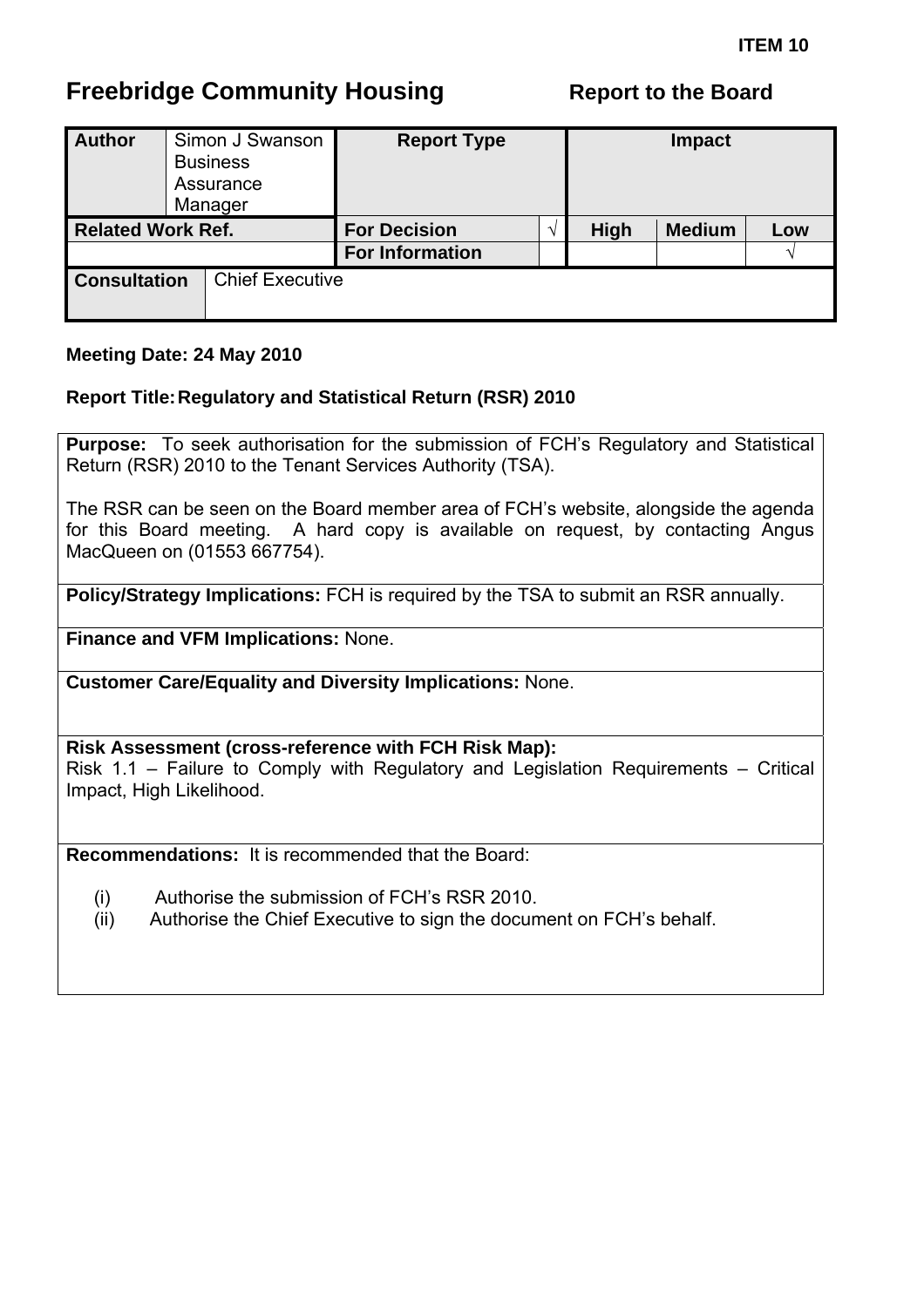**ITEM 10**

# Freebridge Community Housing

**Report to the Board**

| **Author** | Simon J Swanson Business Assurance Manager | **Report Type** | | **Impact** | | |
|---|---|---|---|---|---|---|
| **Related Work Ref.** | | **For Decision** | √ | **High** | **Medium** | **Low** |
| | | **For Information** | | | | √ |
| **Consultation** | Chief Executive | | | | | |

**Meeting Date: 24 May 2010**

**Report Title: Regulatory and Statistical Return (RSR) 2010**

**Purpose:** To seek authorisation for the submission of FCH's Regulatory and Statistical Return (RSR) 2010 to the Tenant Services Authority (TSA).

The RSR can be seen on the Board member area of FCH's website, alongside the agenda for this Board meeting. A hard copy is available on request, by contacting Angus MacQueen on (01553 667754).

**Policy/Strategy Implications:** FCH is required by the TSA to submit an RSR annually.

**Finance and VFM Implications:** None.

**Customer Care/Equality and Diversity Implications:** None.

**Risk Assessment (cross-reference with FCH Risk Map):**
Risk 1.1 – Failure to Comply with Regulatory and Legislation Requirements – Critical Impact, High Likelihood.

**Recommendations:** It is recommended that the Board:

(i) Authorise the submission of FCH's RSR 2010.
(ii) Authorise the Chief Executive to sign the document on FCH's behalf.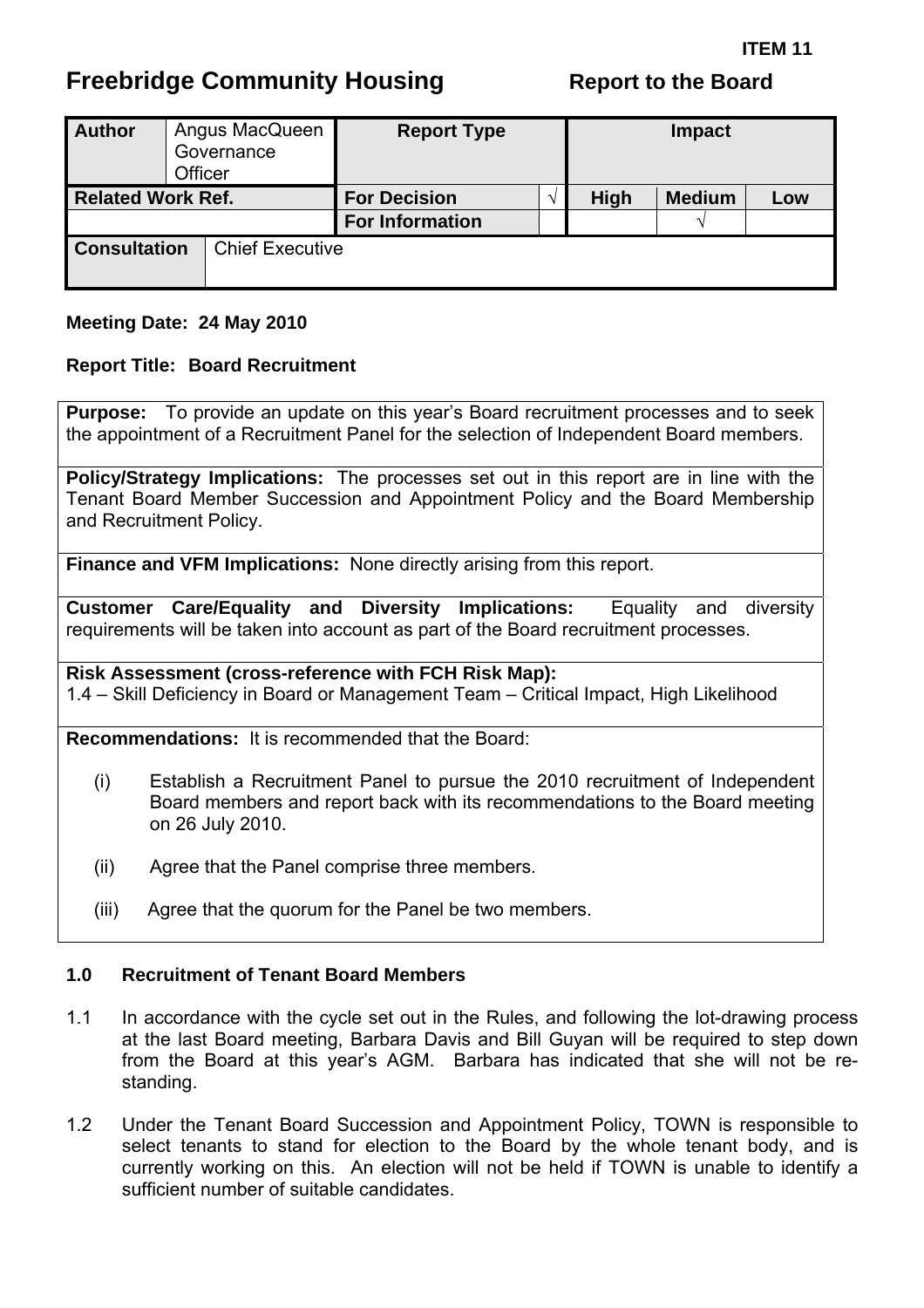**ITEM 11**

# Freebridge Community Housing

**Report to the Board**

| **Author** | Angus MacQueen Governance Officer | **Report Type** | | **Impact** | | |
|---|---|---|---|---|---|---|
| **Related Work Ref.** | | **For Decision** | √ | **High** | **Medium** | **Low** |
| | | **For Information** | | | √ | |
| **Consultation** | Chief Executive | | | | | |

**Meeting Date: 24 May 2010**

**Report Title: Board Recruitment**

**Purpose:** To provide an update on this year's Board recruitment processes and to seek the appointment of a Recruitment Panel for the selection of Independent Board members.

**Policy/Strategy Implications:** The processes set out in this report are in line with the Tenant Board Member Succession and Appointment Policy and the Board Membership and Recruitment Policy.

**Finance and VFM Implications:** None directly arising from this report.

**Customer Care/Equality and Diversity Implications:** Equality and diversity requirements will be taken into account as part of the Board recruitment processes.

**Risk Assessment (cross-reference with FCH Risk Map):**
1.4 – Skill Deficiency in Board or Management Team – Critical Impact, High Likelihood

**Recommendations:** It is recommended that the Board:

(i) Establish a Recruitment Panel to pursue the 2010 recruitment of Independent Board members and report back with its recommendations to the Board meeting on 26 July 2010.

(ii) Agree that the Panel comprise three members.

(iii) Agree that the quorum for the Panel be two members.

## 1.0 Recruitment of Tenant Board Members

1.1 In accordance with the cycle set out in the Rules, and following the lot-drawing process at the last Board meeting, Barbara Davis and Bill Guyan will be required to step down from the Board at this year's AGM. Barbara has indicated that she will not be re-standing.

1.2 Under the Tenant Board Succession and Appointment Policy, TOWN is responsible to select tenants to stand for election to the Board by the whole tenant body, and is currently working on this. An election will not be held if TOWN is unable to identify a sufficient number of suitable candidates.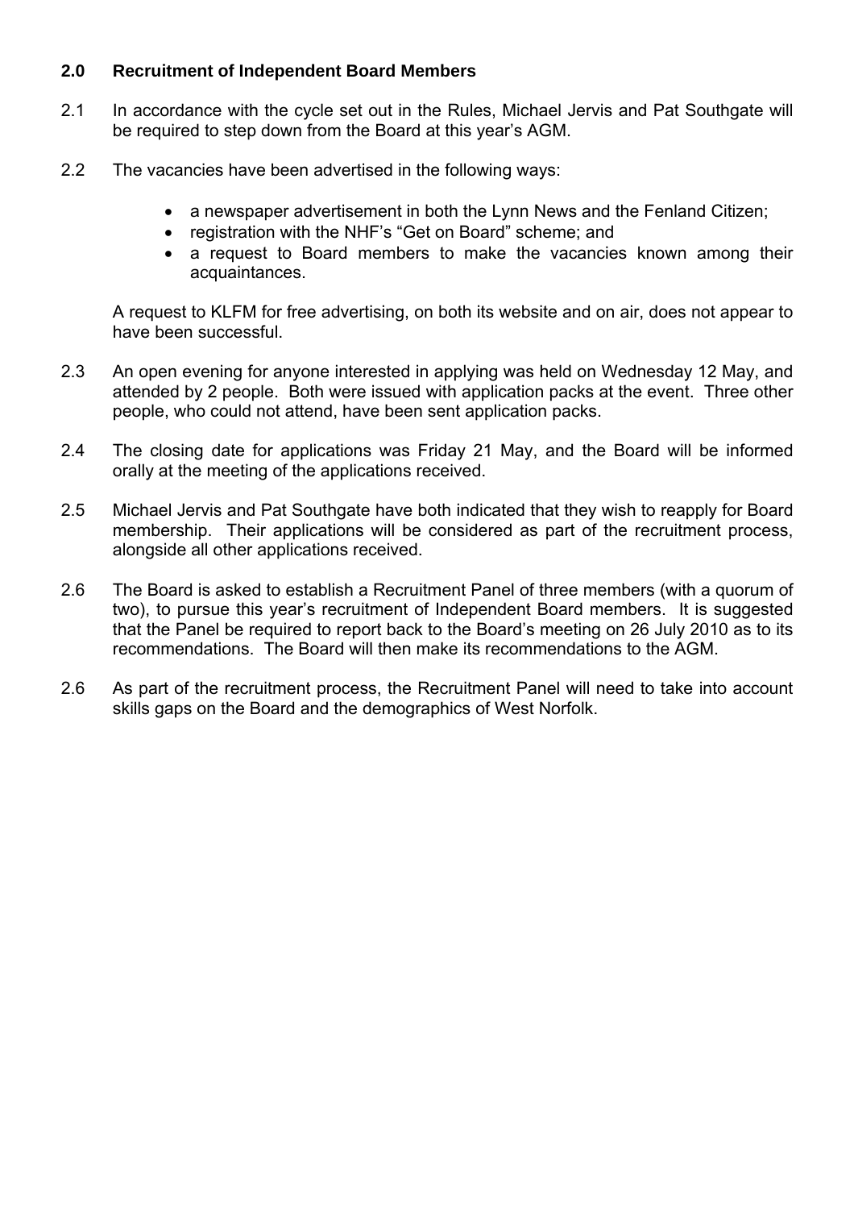## 2.0 Recruitment of Independent Board Members

2.1 In accordance with the cycle set out in the Rules, Michael Jervis and Pat Southgate will be required to step down from the Board at this year's AGM.

2.2 The vacancies have been advertised in the following ways:

- a newspaper advertisement in both the Lynn News and the Fenland Citizen;
- registration with the NHF's "Get on Board" scheme; and
- a request to Board members to make the vacancies known among their acquaintances.

A request to KLFM for free advertising, on both its website and on air, does not appear to have been successful.

2.3 An open evening for anyone interested in applying was held on Wednesday 12 May, and attended by 2 people. Both were issued with application packs at the event. Three other people, who could not attend, have been sent application packs.

2.4 The closing date for applications was Friday 21 May, and the Board will be informed orally at the meeting of the applications received.

2.5 Michael Jervis and Pat Southgate have both indicated that they wish to reapply for Board membership. Their applications will be considered as part of the recruitment process, alongside all other applications received.

2.6 The Board is asked to establish a Recruitment Panel of three members (with a quorum of two), to pursue this year's recruitment of Independent Board members. It is suggested that the Panel be required to report back to the Board's meeting on 26 July 2010 as to its recommendations. The Board will then make its recommendations to the AGM.

2.6 As part of the recruitment process, the Recruitment Panel will need to take into account skills gaps on the Board and the demographics of West Norfolk.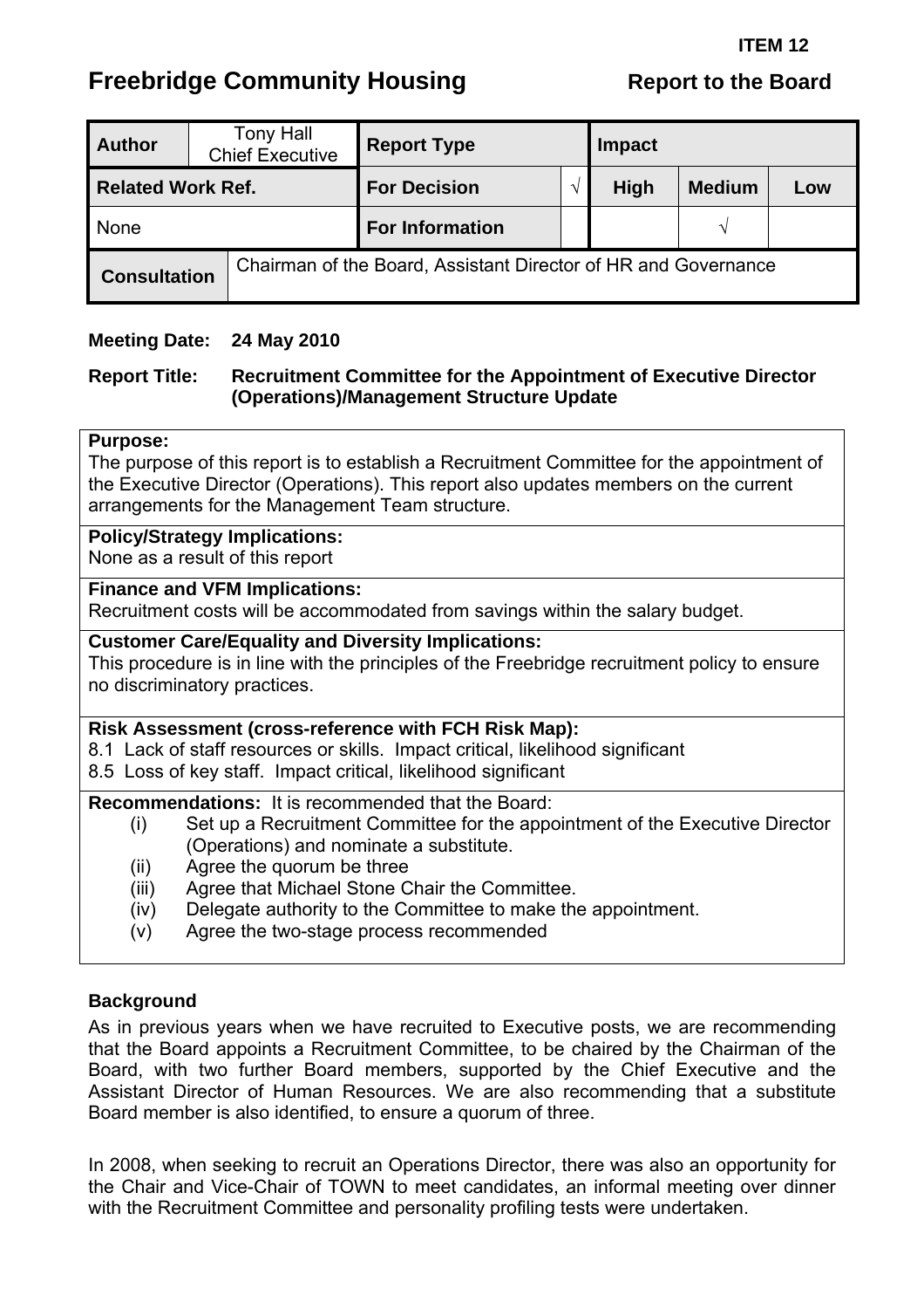**ITEM 12**

# Freebridge Community Housing

**Report to the Board**

| **Author** | Tony Hall<br>Chief Executive | **Report Type** | | **Impact** | | |
|---|---|---|---|---|---|---|
| **Related Work Ref.** | | **For Decision** | √ | **High** | **Medium** | **Low** |
| None | | **For Information** | | | √ | |
| **Consultation** | Chairman of the Board, Assistant Director of HR and Governance | | | | | |

**Meeting Date:** **24 May 2010**

**Report Title:** **Recruitment Committee for the Appointment of Executive Director (Operations)/Management Structure Update**

**Purpose:**
The purpose of this report is to establish a Recruitment Committee for the appointment of the Executive Director (Operations). This report also updates members on the current arrangements for the Management Team structure.

**Policy/Strategy Implications:**
None as a result of this report

**Finance and VFM Implications:**
Recruitment costs will be accommodated from savings within the salary budget.

**Customer Care/Equality and Diversity Implications:**
This procedure is in line with the principles of the Freebridge recruitment policy to ensure no discriminatory practices.

**Risk Assessment (cross-reference with FCH Risk Map):**
8.1 Lack of staff resources or skills. Impact critical, likelihood significant
8.5 Loss of key staff. Impact critical, likelihood significant

**Recommendations:** It is recommended that the Board:

- (i) Set up a Recruitment Committee for the appointment of the Executive Director (Operations) and nominate a substitute.
- (ii) Agree the quorum be three
- (iii) Agree that Michael Stone Chair the Committee.
- (iv) Delegate authority to the Committee to make the appointment.
- (v) Agree the two-stage process recommended

## Background

As in previous years when we have recruited to Executive posts, we are recommending that the Board appoints a Recruitment Committee, to be chaired by the Chairman of the Board, with two further Board members, supported by the Chief Executive and the Assistant Director of Human Resources. We are also recommending that a substitute Board member is also identified, to ensure a quorum of three.

In 2008, when seeking to recruit an Operations Director, there was also an opportunity for the Chair and Vice-Chair of TOWN to meet candidates, an informal meeting over dinner with the Recruitment Committee and personality profiling tests were undertaken.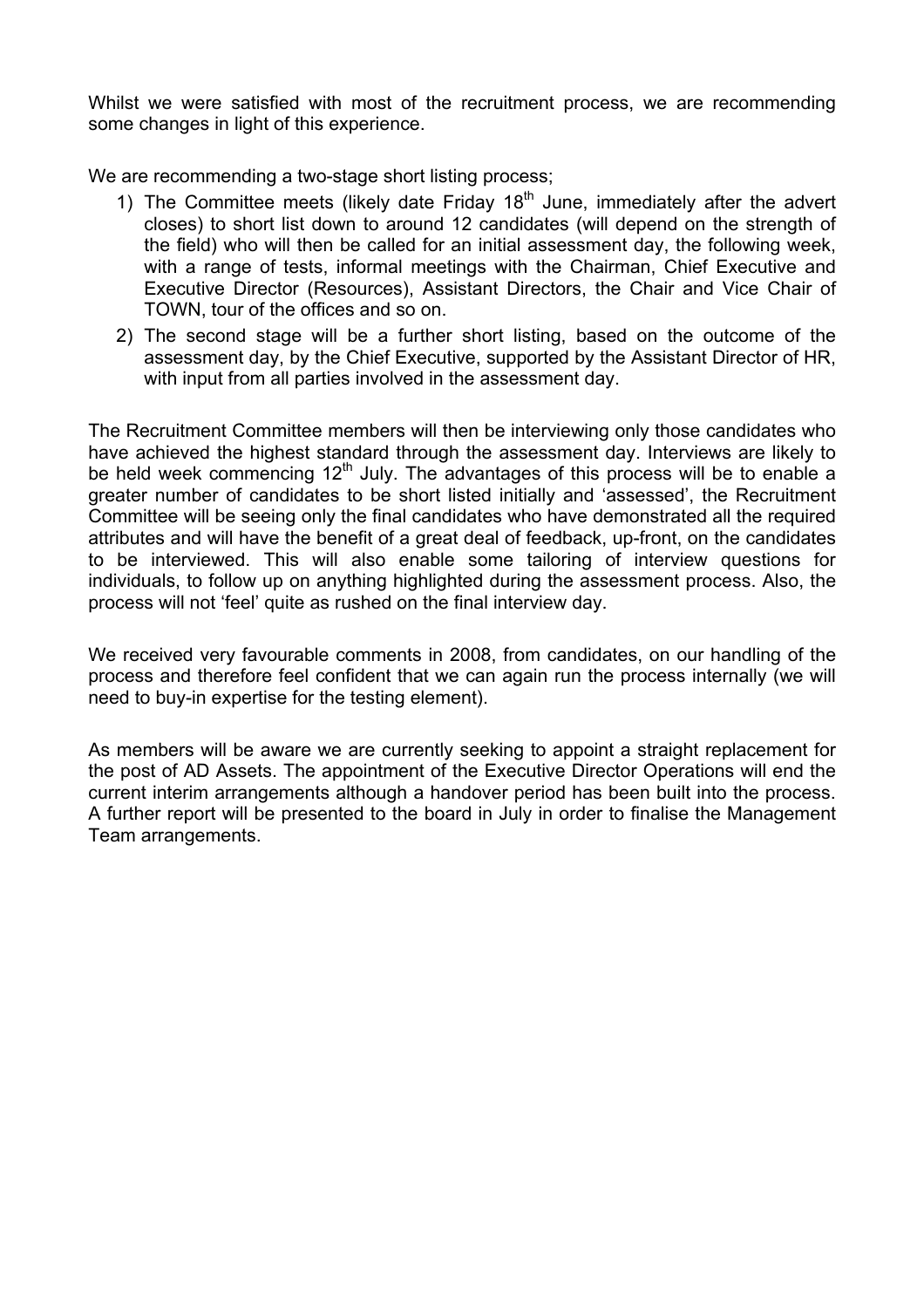Whilst we were satisfied with most of the recruitment process, we are recommending some changes in light of this experience.

We are recommending a two-stage short listing process;

1) The Committee meets (likely date Friday 18th June, immediately after the advert closes) to short list down to around 12 candidates (will depend on the strength of the field) who will then be called for an initial assessment day, the following week, with a range of tests, informal meetings with the Chairman, Chief Executive and Executive Director (Resources), Assistant Directors, the Chair and Vice Chair of TOWN, tour of the offices and so on.
2) The second stage will be a further short listing, based on the outcome of the assessment day, by the Chief Executive, supported by the Assistant Director of HR, with input from all parties involved in the assessment day.

The Recruitment Committee members will then be interviewing only those candidates who have achieved the highest standard through the assessment day. Interviews are likely to be held week commencing 12th July. The advantages of this process will be to enable a greater number of candidates to be short listed initially and 'assessed', the Recruitment Committee will be seeing only the final candidates who have demonstrated all the required attributes and will have the benefit of a great deal of feedback, up-front, on the candidates to be interviewed. This will also enable some tailoring of interview questions for individuals, to follow up on anything highlighted during the assessment process. Also, the process will not 'feel' quite as rushed on the final interview day.

We received very favourable comments in 2008, from candidates, on our handling of the process and therefore feel confident that we can again run the process internally (we will need to buy-in expertise for the testing element).

As members will be aware we are currently seeking to appoint a straight replacement for the post of AD Assets. The appointment of the Executive Director Operations will end the current interim arrangements although a handover period has been built into the process. A further report will be presented to the board in July in order to finalise the Management Team arrangements.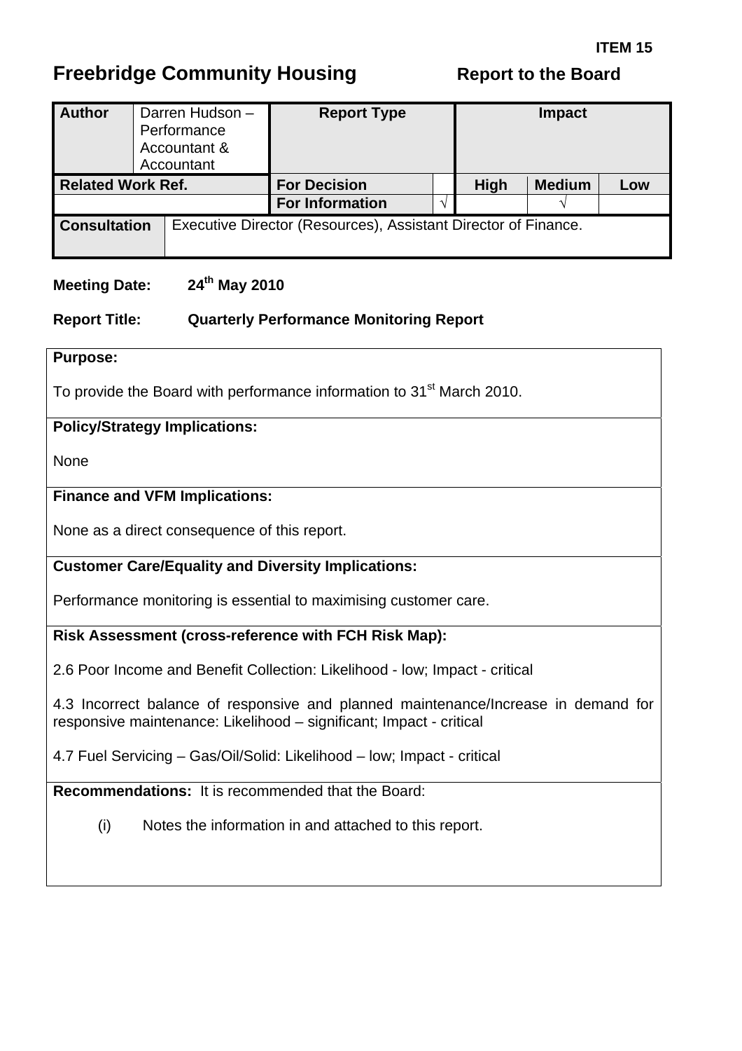**ITEM 15**

# Freebridge Community Housing

**Report to the Board**

| **Author** | Darren Hudson – Performance Accountant & Accountant | **Report Type** | | **Impact** | | |
|---|---|---|---|---|---|---|
| **Related Work Ref.** | | **For Decision** | | **High** | **Medium** | **Low** |
| | | **For Information** | √ | | √ | |

| **Consultation** | Executive Director (Resources), Assistant Director of Finance. |
|---|---|

**Meeting Date:** 24th May 2010

**Report Title:** Quarterly Performance Monitoring Report

**Purpose:**

To provide the Board with performance information to 31st March 2010.

**Policy/Strategy Implications:**

None

**Finance and VFM Implications:**

None as a direct consequence of this report.

**Customer Care/Equality and Diversity Implications:**

Performance monitoring is essential to maximising customer care.

**Risk Assessment (cross-reference with FCH Risk Map):**

2.6 Poor Income and Benefit Collection: Likelihood - low; Impact - critical

4.3 Incorrect balance of responsive and planned maintenance/Increase in demand for responsive maintenance: Likelihood – significant; Impact - critical

4.7 Fuel Servicing – Gas/Oil/Solid: Likelihood – low; Impact - critical

**Recommendations:** It is recommended that the Board:

(i) Notes the information in and attached to this report.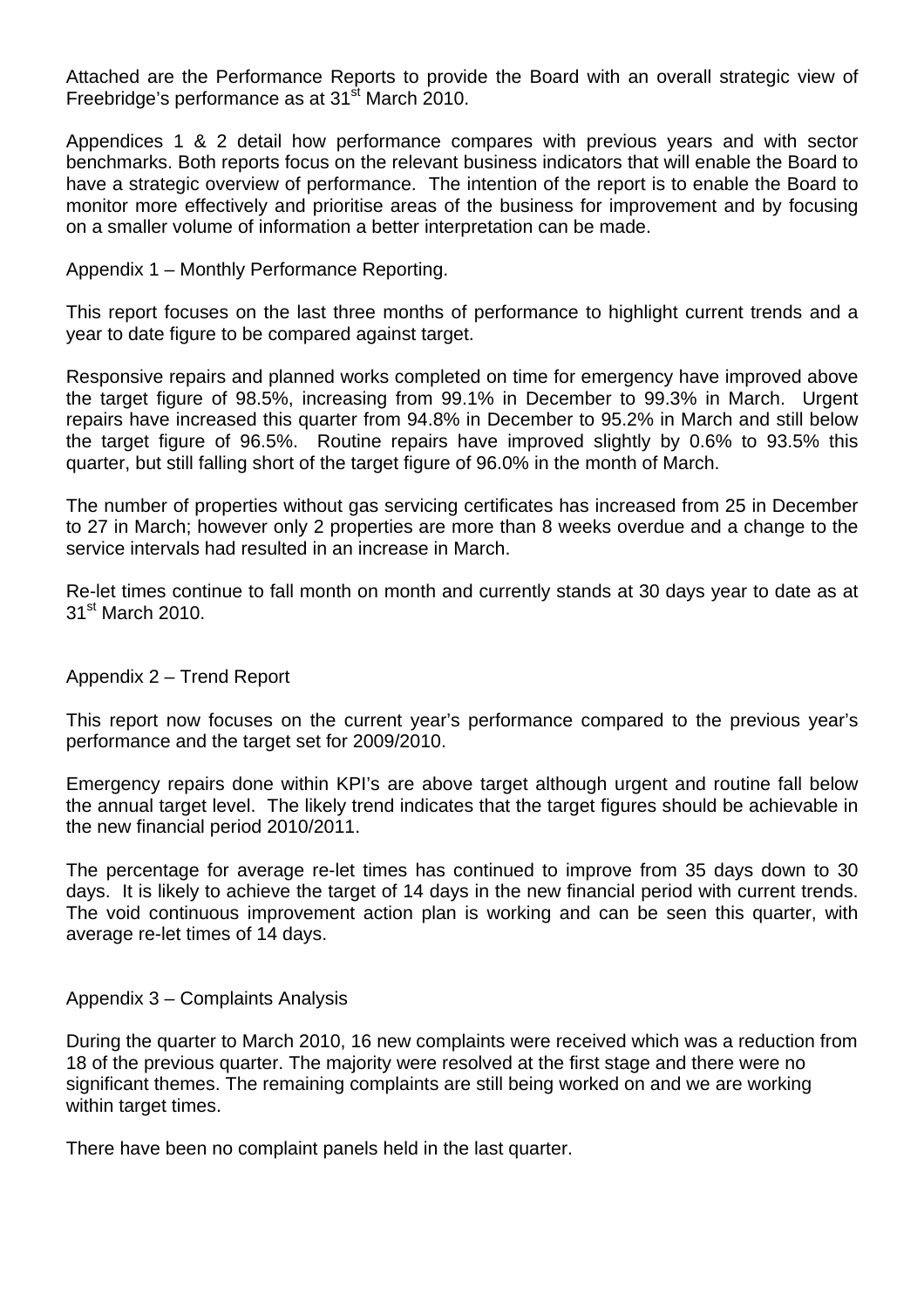Attached are the Performance Reports to provide the Board with an overall strategic view of Freebridge's performance as at 31st March 2010.

Appendices 1 & 2 detail how performance compares with previous years and with sector benchmarks. Both reports focus on the relevant business indicators that will enable the Board to have a strategic overview of performance. The intention of the report is to enable the Board to monitor more effectively and prioritise areas of the business for improvement and by focusing on a smaller volume of information a better interpretation can be made.

Appendix 1 – Monthly Performance Reporting.

This report focuses on the last three months of performance to highlight current trends and a year to date figure to be compared against target.

Responsive repairs and planned works completed on time for emergency have improved above the target figure of 98.5%, increasing from 99.1% in December to 99.3% in March. Urgent repairs have increased this quarter from 94.8% in December to 95.2% in March and still below the target figure of 96.5%. Routine repairs have improved slightly by 0.6% to 93.5% this quarter, but still falling short of the target figure of 96.0% in the month of March.

The number of properties without gas servicing certificates has increased from 25 in December to 27 in March; however only 2 properties are more than 8 weeks overdue and a change to the service intervals had resulted in an increase in March.

Re-let times continue to fall month on month and currently stands at 30 days year to date as at 31st March 2010.

Appendix 2 – Trend Report

This report now focuses on the current year's performance compared to the previous year's performance and the target set for 2009/2010.

Emergency repairs done within KPI's are above target although urgent and routine fall below the annual target level. The likely trend indicates that the target figures should be achievable in the new financial period 2010/2011.

The percentage for average re-let times has continued to improve from 35 days down to 30 days. It is likely to achieve the target of 14 days in the new financial period with current trends. The void continuous improvement action plan is working and can be seen this quarter, with average re-let times of 14 days.

Appendix 3 – Complaints Analysis

During the quarter to March 2010, 16 new complaints were received which was a reduction from 18 of the previous quarter. The majority were resolved at the first stage and there were no significant themes. The remaining complaints are still being worked on and we are working within target times.

There have been no complaint panels held in the last quarter.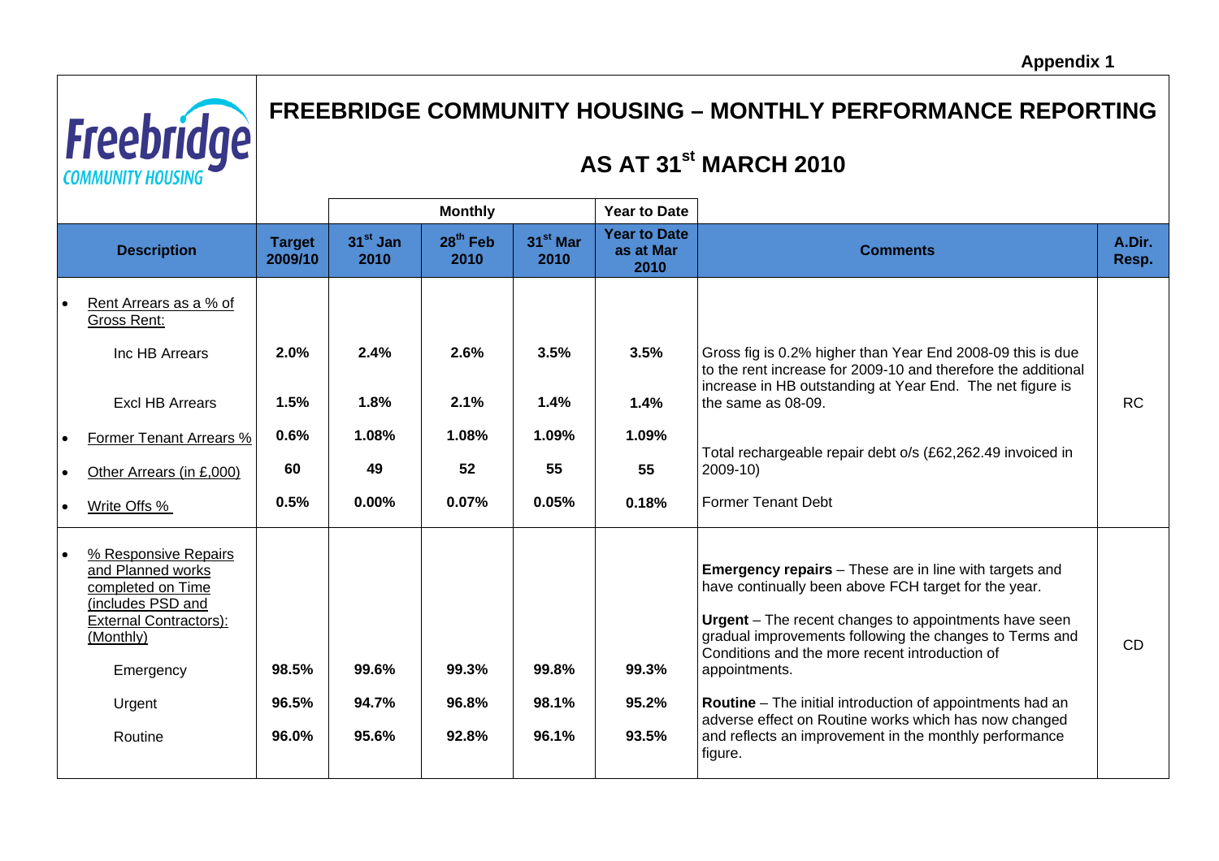Appendix 1

# FREEBRIDGE COMMUNITY HOUSING – MONTHLY PERFORMANCE REPORTING

## AS AT 31st MARCH 2010

| Description | Target 2009/10 | Monthly: 31st Jan 2010 | Monthly: 28th Feb 2010 | Monthly: 31st Mar 2010 | Year to Date as at Mar 2010 | Comments | A.Dir. Resp. |
|---|---|---|---|---|---|---|---|
| • Rent Arrears as a % of Gross Rent: | | | | | | | |
| Inc HB Arrears | 2.0% | 2.4% | 2.6% | 3.5% | 3.5% | Gross fig is 0.2% higher than Year End 2008-09 this is due to the rent increase for 2009-10 and therefore the additional increase in HB outstanding at Year End. The net figure is the same as 08-09. | RC |
| Excl HB Arrears | 1.5% | 1.8% | 2.1% | 1.4% | 1.4% | | |
| • Former Tenant Arrears % | 0.6% | 1.08% | 1.08% | 1.09% | 1.09% | | |
| • Other Arrears (in £,000) | 60 | 49 | 52 | 55 | 55 | Total rechargeable repair debt o/s (£62,262.49 invoiced in 2009-10) | |
| • Write Offs % | 0.5% | 0.00% | 0.07% | 0.05% | 0.18% | Former Tenant Debt | |
| • % Responsive Repairs and Planned works completed on Time (includes PSD and External Contractors): (Monthly) | | | | | | | CD |
| Emergency | 98.5% | 99.6% | 99.3% | 99.8% | 99.3% | **Emergency repairs** – These are in line with targets and have continually been above FCH target for the year. | |
| Urgent | 96.5% | 94.7% | 96.8% | 98.1% | 95.2% | **Urgent** – The recent changes to appointments have seen gradual improvements following the changes to Terms and Conditions and the more recent introduction of appointments. | |
| Routine | 96.0% | 95.6% | 92.8% | 96.1% | 93.5% | **Routine** – The initial introduction of appointments had an adverse effect on Routine works which has now changed and reflects an improvement in the monthly performance figure. | |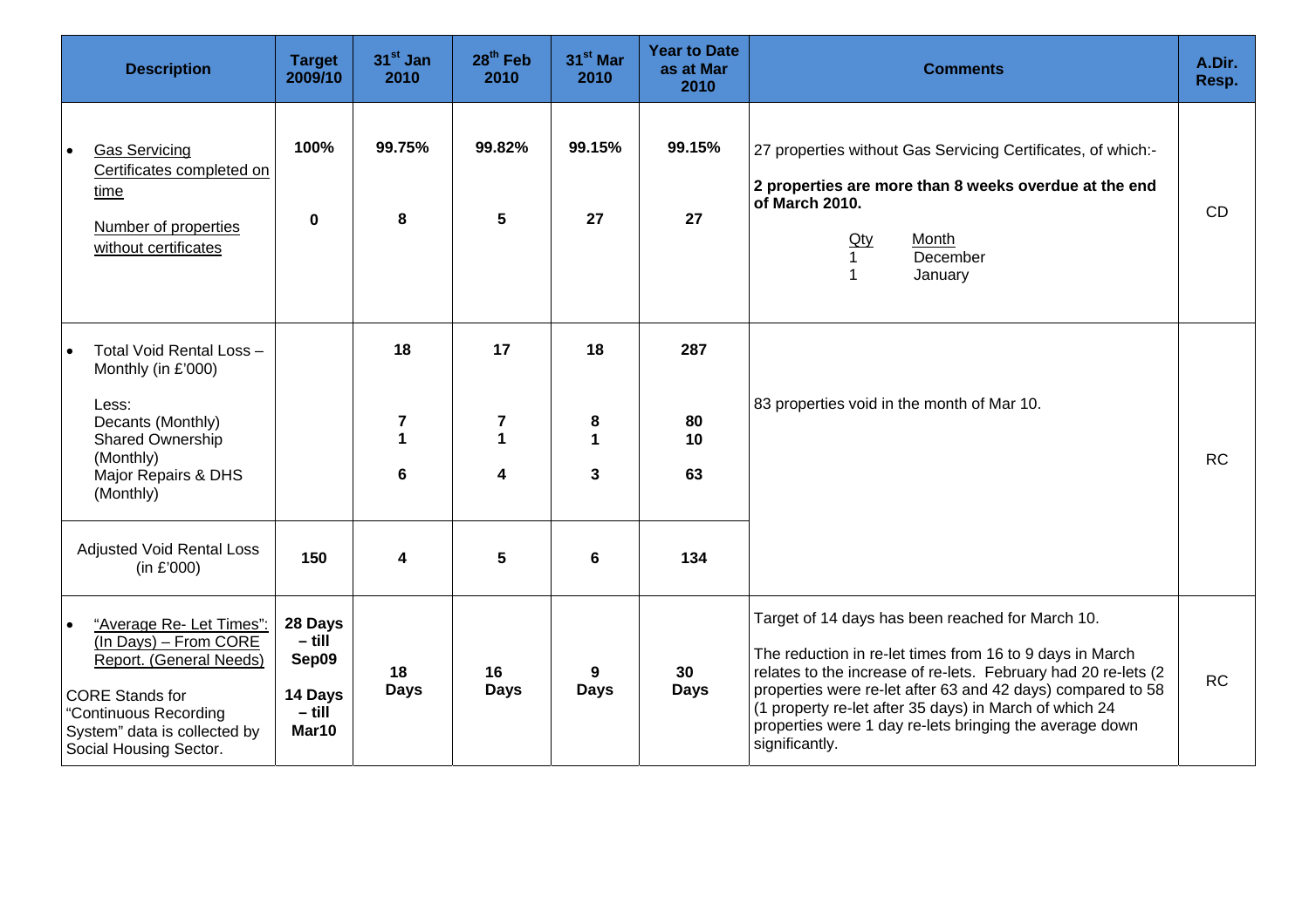| Description | Target 2009/10 | 31st Jan 2010 | 28th Feb 2010 | 31st Mar 2010 | Year to Date as at Mar 2010 | Comments | A.Dir. Resp. |
|---|---|---|---|---|---|---|---|
| • Gas Servicing Certificates completed on time<br><br>Number of properties without certificates | 100%<br><br>0 | 99.75%<br><br>8 | 99.82%<br><br>5 | 99.15%<br><br>27 | 99.15%<br><br>27 | 27 properties without Gas Servicing Certificates, of which:-<br><br>**2 properties are more than 8 weeks overdue at the end of March 2010.**<br><br>Qty / Month<br>1 December<br>1 January | CD |
| • Total Void Rental Loss – Monthly (in £'000)<br><br>Less:<br>Decants (Monthly)<br>Shared Ownership (Monthly)<br>Major Repairs & DHS (Monthly) | | 18<br><br>7<br>1<br>6 | 17<br><br>7<br>1<br>4 | 18<br><br>8<br>1<br>3 | 287<br><br>80<br>10<br>63 | 83 properties void in the month of Mar 10. | RC |
| Adjusted Void Rental Loss (in £'000) | 150 | 4 | 5 | 6 | 134 | | |
| • "Average Re- Let Times": (In Days) – From CORE Report. (General Needs)<br><br>CORE Stands for "Continuous Recording System" data is collected by Social Housing Sector. | 28 Days – till Sep09<br><br>14 Days – till Mar10 | 18 Days | 16 Days | 9 Days | 30 Days | Target of 14 days has been reached for March 10.<br><br>The reduction in re-let times from 16 to 9 days in March relates to the increase of re-lets. February had 20 re-lets (2 properties were re-let after 63 and 42 days) compared to 58 (1 property re-let after 35 days) in March of which 24 properties were 1 day re-lets bringing the average down significantly. | RC |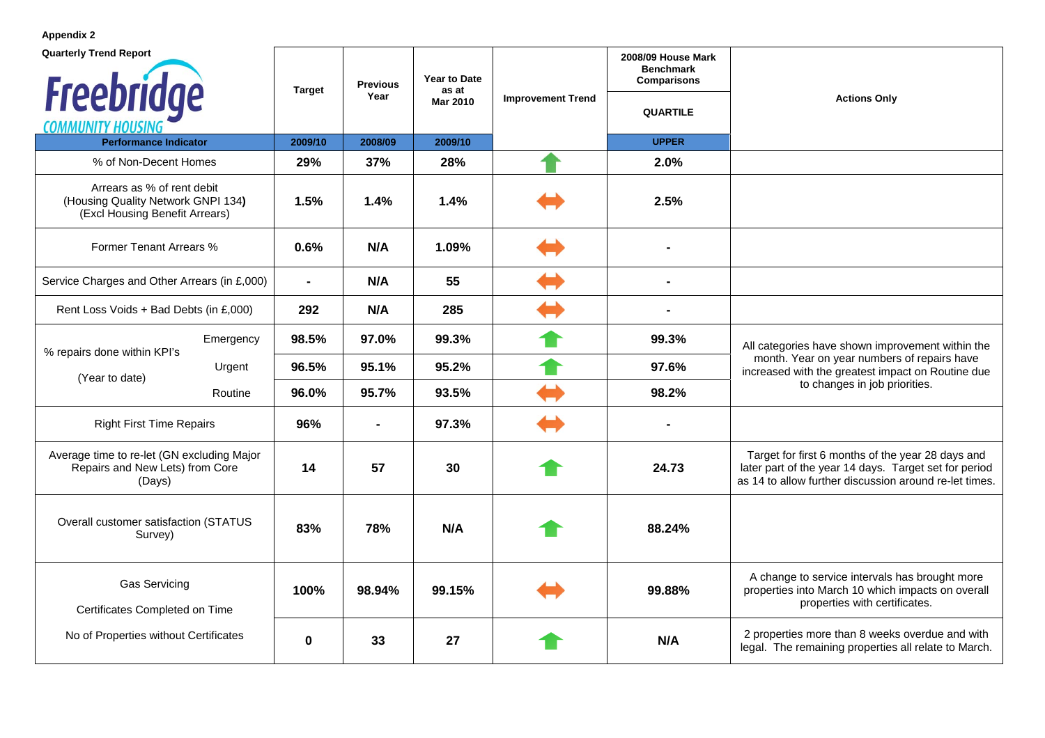**Appendix 2**

**Quarterly Trend Report**

Freebridge COMMUNITY HOUSING

| Performance Indicator | Target 2009/10 | Previous Year 2008/09 | Year to Date as at Mar 2010 2009/10 | Improvement Trend | 2008/09 House Mark Benchmark Comparisons QUARTILE UPPER | Actions Only |
|---|---|---|---|---|---|---|
| % of Non-Decent Homes | **29%** | **37%** | **28%** | ↑ | **2.0%** | |
| Arrears as % of rent debit (Housing Quality Network GNPI 134) (Excl Housing Benefit Arrears) | **1.5%** | **1.4%** | **1.4%** | ↔ | **2.5%** | |
| Former Tenant Arrears % | **0.6%** | **N/A** | **1.09%** | ↔ | **-** | |
| Service Charges and Other Arrears (in £,000) | **-** | **N/A** | **55** | ↔ | **-** | |
| Rent Loss Voids + Bad Debts (in £,000) | **292** | **N/A** | **285** | ↔ | **-** | |
| % repairs done within KPI's (Year to date) – Emergency | **98.5%** | **97.0%** | **99.3%** | ↑ | **99.3%** | All categories have shown improvement within the month. Year on year numbers of repairs have increased with the greatest impact on Routine due to changes in job priorities. |
| % repairs done within KPI's (Year to date) – Urgent | **96.5%** | **95.1%** | **95.2%** | ↑ | **97.6%** | |
| % repairs done within KPI's (Year to date) – Routine | **96.0%** | **95.7%** | **93.5%** | ↔ | **98.2%** | |
| Right First Time Repairs | **96%** | **-** | **97.3%** | ↔ | **-** | |
| Average time to re-let (GN excluding Major Repairs and New Lets) from Core (Days) | **14** | **57** | **30** | ↑ | **24.73** | Target for first 6 months of the year 28 days and later part of the year 14 days. Target set for period as 14 to allow further discussion around re-let times. |
| Overall customer satisfaction (STATUS Survey) | **83%** | **78%** | **N/A** | ↑ | **88.24%** | |
| Gas Servicing – Certificates Completed on Time | **100%** | **98.94%** | **99.15%** | ↔ | **99.88%** | A change to service intervals has brought more properties into March 10 which impacts on overall properties with certificates. |
| No of Properties without Certificates | **0** | **33** | **27** | ↑ | **N/A** | 2 properties more than 8 weeks overdue and with legal. The remaining properties all relate to March. |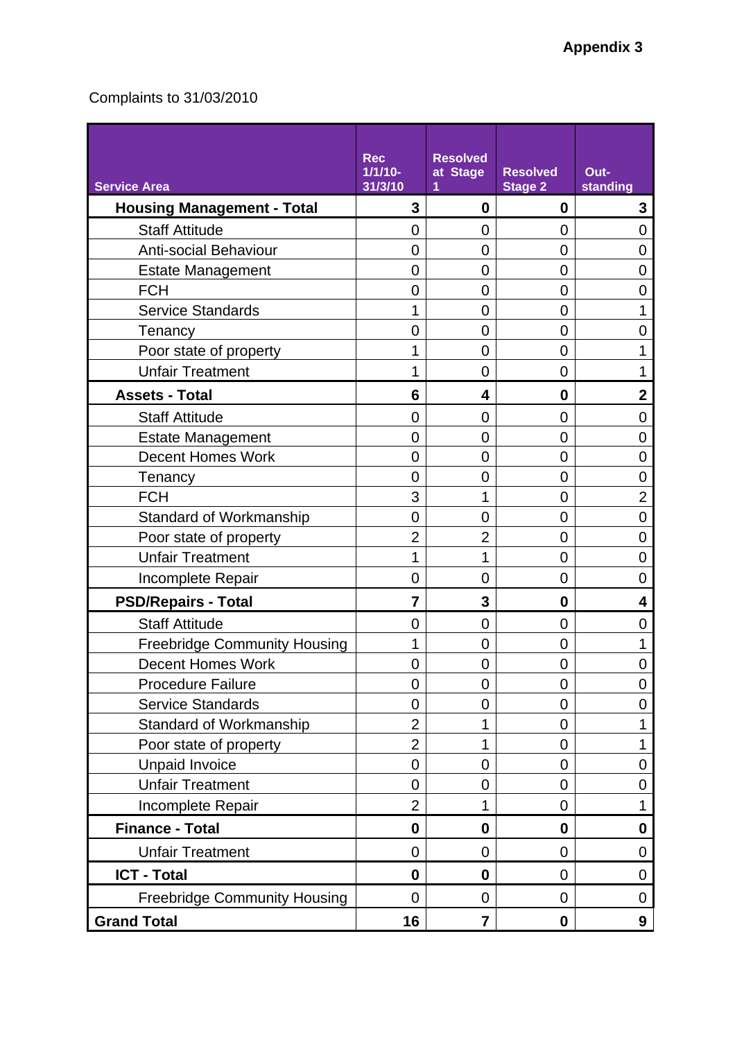**Appendix 3**

Complaints to 31/03/2010

| Service Area | Rec 1/1/10-31/3/10 | Resolved at Stage 1 | Resolved Stage 2 | Out-standing |
|---|---|---|---|---|
| **Housing Management - Total** | **3** | **0** | **0** | **3** |
| Staff Attitude | 0 | 0 | 0 | 0 |
| Anti-social Behaviour | 0 | 0 | 0 | 0 |
| Estate Management | 0 | 0 | 0 | 0 |
| FCH | 0 | 0 | 0 | 0 |
| Service Standards | 1 | 0 | 0 | 1 |
| Tenancy | 0 | 0 | 0 | 0 |
| Poor state of property | 1 | 0 | 0 | 1 |
| Unfair Treatment | 1 | 0 | 0 | 1 |
| **Assets - Total** | **6** | **4** | **0** | **2** |
| Staff Attitude | 0 | 0 | 0 | 0 |
| Estate Management | 0 | 0 | 0 | 0 |
| Decent Homes Work | 0 | 0 | 0 | 0 |
| Tenancy | 0 | 0 | 0 | 0 |
| FCH | 3 | 1 | 0 | 2 |
| Standard of Workmanship | 0 | 0 | 0 | 0 |
| Poor state of property | 2 | 2 | 0 | 0 |
| Unfair Treatment | 1 | 1 | 0 | 0 |
| Incomplete Repair | 0 | 0 | 0 | 0 |
| **PSD/Repairs - Total** | **7** | **3** | **0** | **4** |
| Staff Attitude | 0 | 0 | 0 | 0 |
| Freebridge Community Housing | 1 | 0 | 0 | 1 |
| Decent Homes Work | 0 | 0 | 0 | 0 |
| Procedure Failure | 0 | 0 | 0 | 0 |
| Service Standards | 0 | 0 | 0 | 0 |
| Standard of Workmanship | 2 | 1 | 0 | 1 |
| Poor state of property | 2 | 1 | 0 | 1 |
| Unpaid Invoice | 0 | 0 | 0 | 0 |
| Unfair Treatment | 0 | 0 | 0 | 0 |
| Incomplete Repair | 2 | 1 | 0 | 1 |
| **Finance - Total** | **0** | **0** | **0** | **0** |
| Unfair Treatment | 0 | 0 | 0 | 0 |
| **ICT - Total** | **0** | **0** | 0 | 0 |
| Freebridge Community Housing | 0 | 0 | 0 | 0 |
| **Grand Total** | **16** | **7** | **0** | **9** |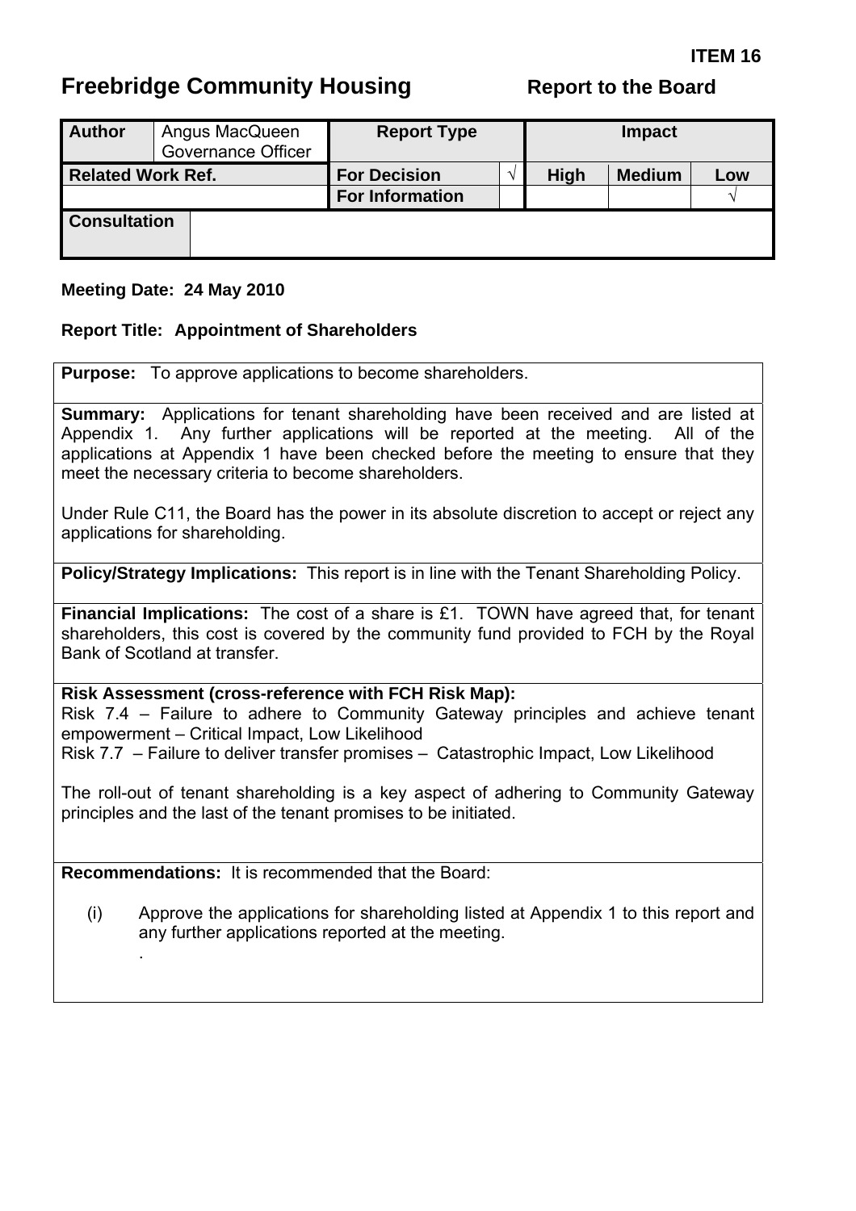**ITEM 16**

# Freebridge Community Housing

**Report to the Board**

| Author | Angus MacQueen Governance Officer | Report Type | | Impact | | |
|---|---|---|---|---|---|---|
| **Related Work Ref.** | | **For Decision** | √ | **High** | **Medium** | **Low** |
| | | **For Information** | | | | √ |
| **Consultation** | | | | | | |

**Meeting Date: 24 May 2010**

**Report Title: Appointment of Shareholders**

**Purpose:** To approve applications to become shareholders.

**Summary:** Applications for tenant shareholding have been received and are listed at Appendix 1. Any further applications will be reported at the meeting. All of the applications at Appendix 1 have been checked before the meeting to ensure that they meet the necessary criteria to become shareholders.

Under Rule C11, the Board has the power in its absolute discretion to accept or reject any applications for shareholding.

**Policy/Strategy Implications:** This report is in line with the Tenant Shareholding Policy.

**Financial Implications:** The cost of a share is £1. TOWN have agreed that, for tenant shareholders, this cost is covered by the community fund provided to FCH by the Royal Bank of Scotland at transfer.

**Risk Assessment (cross-reference with FCH Risk Map):**
Risk 7.4 – Failure to adhere to Community Gateway principles and achieve tenant empowerment – Critical Impact, Low Likelihood
Risk 7.7 – Failure to deliver transfer promises – Catastrophic Impact, Low Likelihood

The roll-out of tenant shareholding is a key aspect of adhering to Community Gateway principles and the last of the tenant promises to be initiated.

**Recommendations:** It is recommended that the Board:

(i) Approve the applications for shareholding listed at Appendix 1 to this report and any further applications reported at the meeting.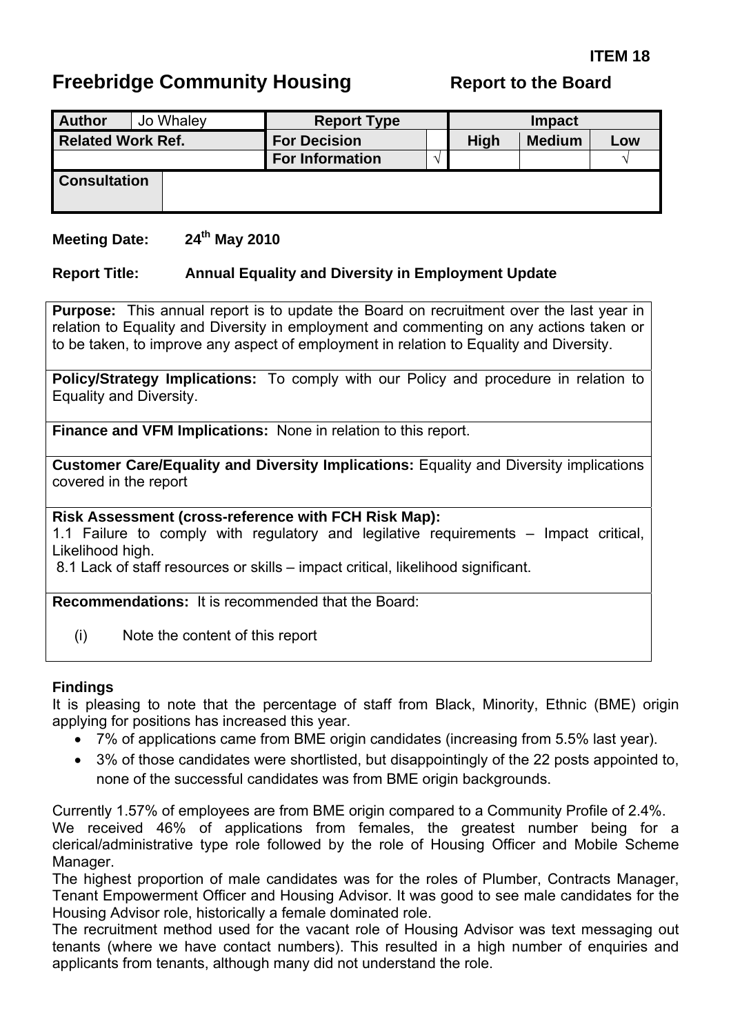**ITEM 18**

# Freebridge Community Housing

**Report to the Board**

| **Author** | Jo Whaley | **Report Type** | | **Impact** | | |
|---|---|---|---|---|---|---|
| **Related Work Ref.** | | **For Decision** | | **High** | **Medium** | **Low** |
| | | **For Information** | √ | | | √ |
| **Consultation** | | | | | | |

**Meeting Date:** 24th May 2010

**Report Title:** Annual Equality and Diversity in Employment Update

**Purpose:** This annual report is to update the Board on recruitment over the last year in relation to Equality and Diversity in employment and commenting on any actions taken or to be taken, to improve any aspect of employment in relation to Equality and Diversity.

**Policy/Strategy Implications:** To comply with our Policy and procedure in relation to Equality and Diversity.

**Finance and VFM Implications:** None in relation to this report.

**Customer Care/Equality and Diversity Implications:** Equality and Diversity implications covered in the report

**Risk Assessment (cross-reference with FCH Risk Map):**
1.1 Failure to comply with regulatory and legilative requirements – Impact critical, Likelihood high.
8.1 Lack of staff resources or skills – impact critical, likelihood significant.

**Recommendations:** It is recommended that the Board:

(i) Note the content of this report

## Findings

It is pleasing to note that the percentage of staff from Black, Minority, Ethnic (BME) origin applying for positions has increased this year.

- 7% of applications came from BME origin candidates (increasing from 5.5% last year).
- 3% of those candidates were shortlisted, but disappointingly of the 22 posts appointed to, none of the successful candidates was from BME origin backgrounds.

Currently 1.57% of employees are from BME origin compared to a Community Profile of 2.4%.
We received 46% of applications from females, the greatest number being for a clerical/administrative type role followed by the role of Housing Officer and Mobile Scheme Manager.
The highest proportion of male candidates was for the roles of Plumber, Contracts Manager, Tenant Empowerment Officer and Housing Advisor. It was good to see male candidates for the Housing Advisor role, historically a female dominated role.
The recruitment method used for the vacant role of Housing Advisor was text messaging out tenants (where we have contact numbers). This resulted in a high number of enquiries and applicants from tenants, although many did not understand the role.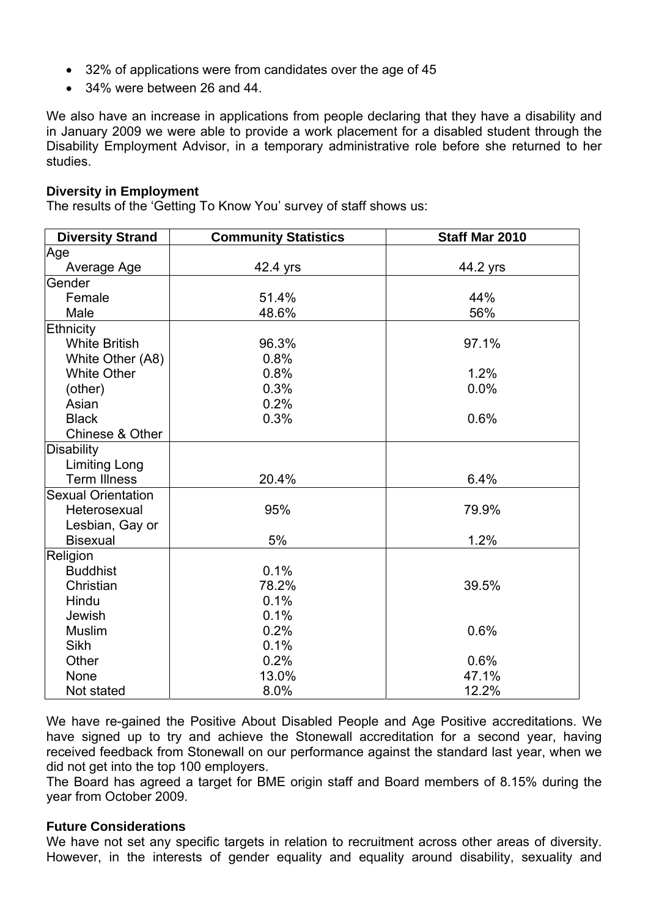- 32% of applications were from candidates over the age of 45
- 34% were between 26 and 44.

We also have an increase in applications from people declaring that they have a disability and in January 2009 we were able to provide a work placement for a disabled student through the Disability Employment Advisor, in a temporary administrative role before she returned to her studies.

**Diversity in Employment**

The results of the 'Getting To Know You' survey of staff shows us:

| Diversity Strand | Community Statistics | Staff Mar 2010 |
|---|---|---|
| Age | | |
| Average Age | 42.4 yrs | 44.2 yrs |
| Gender | | |
| Female | 51.4% | 44% |
| Male | 48.6% | 56% |
| Ethnicity | | |
| White British | 96.3% | 97.1% |
| White Other (A8) | 0.8% | |
| White Other | 0.8% | 1.2% |
| (other) | 0.3% | 0.0% |
| Asian | 0.2% | |
| Black | 0.3% | 0.6% |
| Chinese & Other | | |
| Disability | | |
| Limiting Long Term Illness | 20.4% | 6.4% |
| Sexual Orientation | | |
| Heterosexual | 95% | 79.9% |
| Lesbian, Gay or Bisexual | 5% | 1.2% |
| Religion | | |
| Buddhist | 0.1% | |
| Christian | 78.2% | 39.5% |
| Hindu | 0.1% | |
| Jewish | 0.1% | |
| Muslim | 0.2% | 0.6% |
| Sikh | 0.1% | |
| Other | 0.2% | 0.6% |
| None | 13.0% | 47.1% |
| Not stated | 8.0% | 12.2% |

We have re-gained the Positive About Disabled People and Age Positive accreditations. We have signed up to try and achieve the Stonewall accreditation for a second year, having received feedback from Stonewall on our performance against the standard last year, when we did not get into the top 100 employers.

The Board has agreed a target for BME origin staff and Board members of 8.15% during the year from October 2009.

**Future Considerations**

We have not set any specific targets in relation to recruitment across other areas of diversity. However, in the interests of gender equality and equality around disability, sexuality and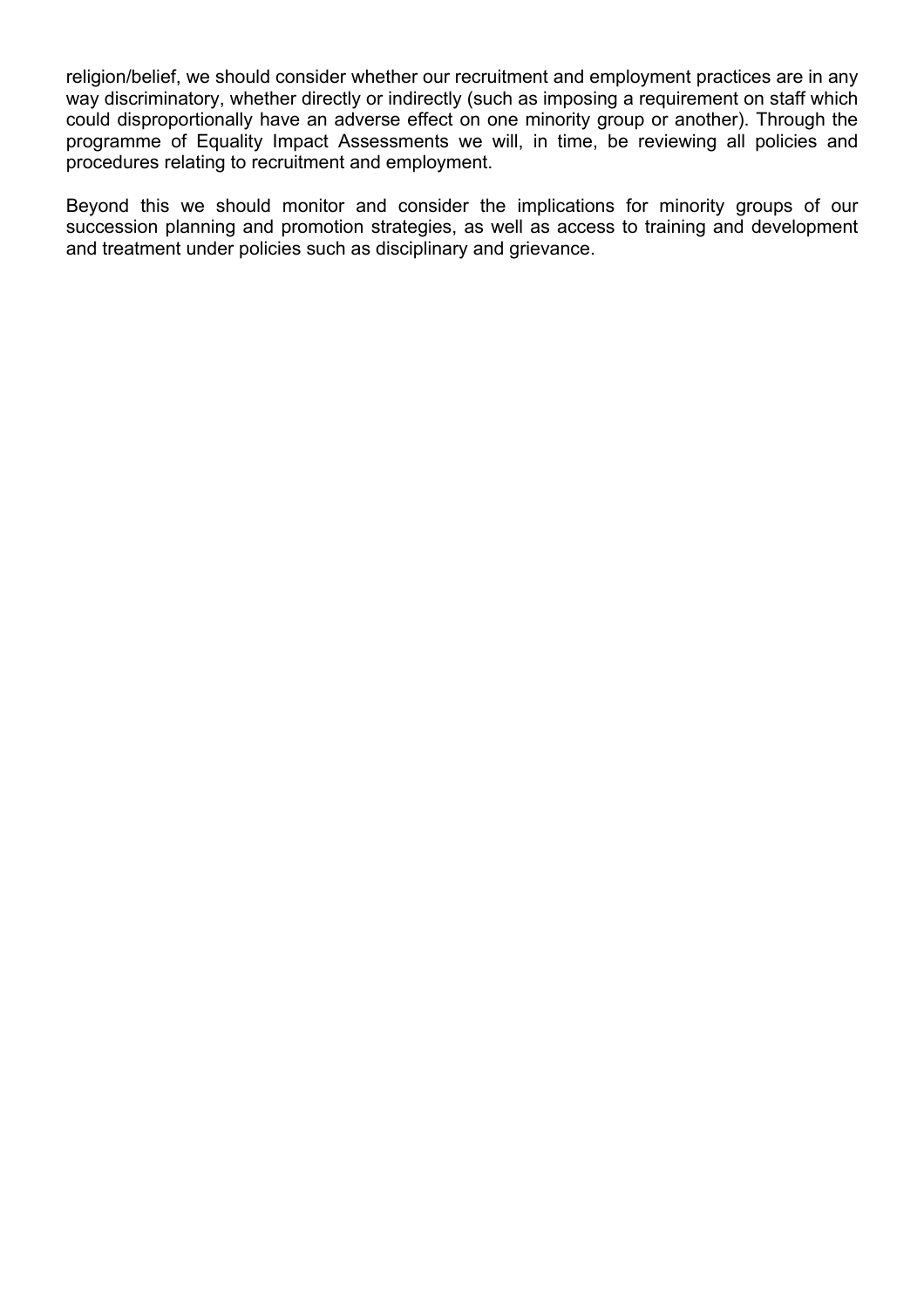religion/belief, we should consider whether our recruitment and employment practices are in any way discriminatory, whether directly or indirectly (such as imposing a requirement on staff which could disproportionally have an adverse effect on one minority group or another). Through the programme of Equality Impact Assessments we will, in time, be reviewing all policies and procedures relating to recruitment and employment.

Beyond this we should monitor and consider the implications for minority groups of our succession planning and promotion strategies, as well as access to training and development and treatment under policies such as disciplinary and grievance.